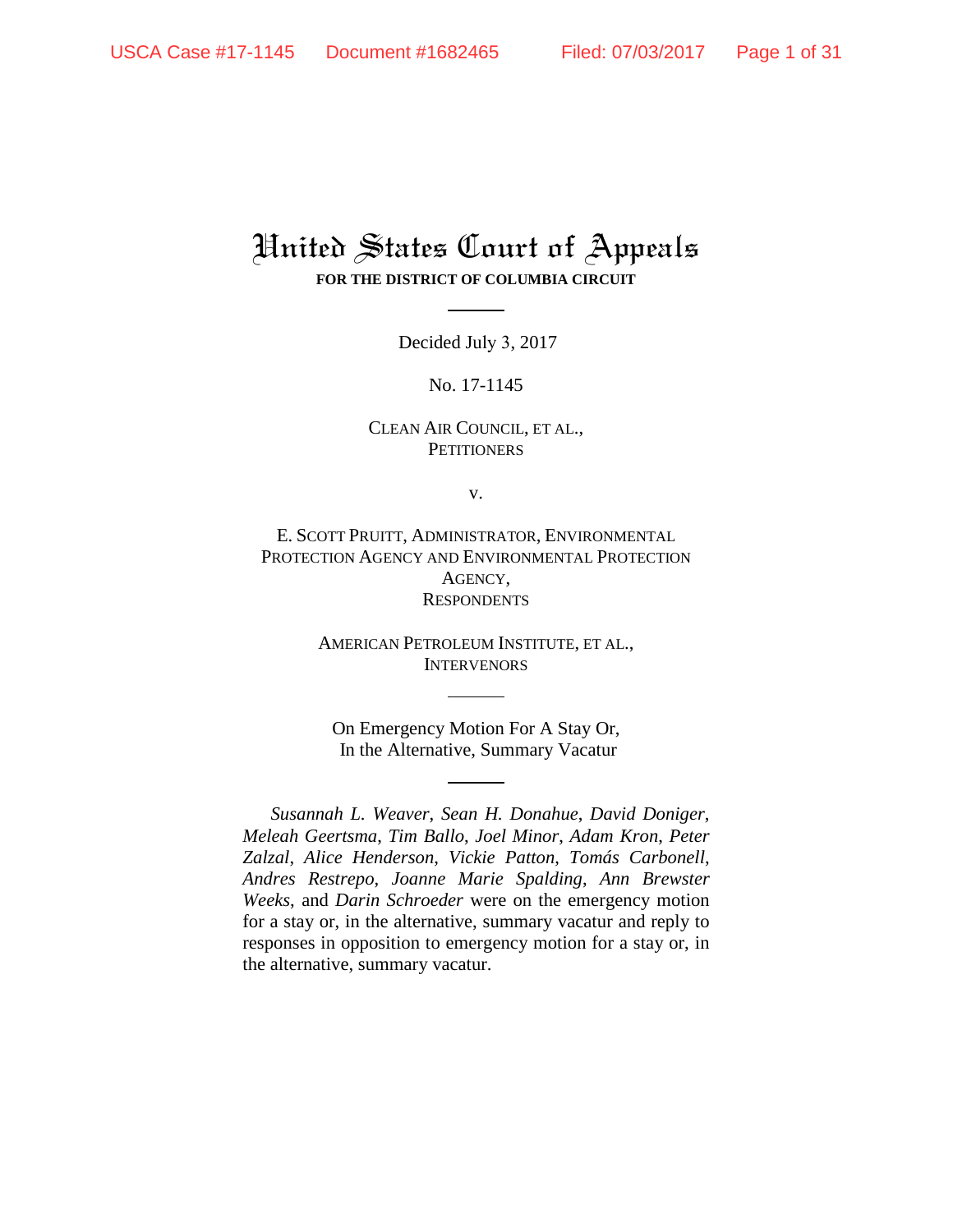# United States Court of Appeals

**FOR THE DISTRICT OF COLUMBIA CIRCUIT**

Decided July 3, 2017

No. 17-1145

CLEAN AIR COUNCIL, ET AL.,
PETITIONERS

v.

E. SCOTT PRUITT, ADMINISTRATOR, ENVIRONMENTAL PROTECTION AGENCY AND ENVIRONMENTAL PROTECTION AGENCY,
RESPONDENTS

AMERICAN PETROLEUM INSTITUTE, ET AL.,
INTERVENORS

On Emergency Motion For A Stay Or,
In the Alternative, Summary Vacatur

*Susannah L. Weaver*, *Sean H. Donahue*, *David Doniger*, *Meleah Geertsma*, *Tim Ballo*, *Joel Minor*, *Adam Kron*, *Peter Zalzal*, *Alice Henderson*, *Vickie Patton*, *Tomás Carbonell*, *Andres Restrepo*, *Joanne Marie Spalding*, *Ann Brewster Weeks*, and *Darin Schroeder* were on the emergency motion for a stay or, in the alternative, summary vacatur and reply to responses in opposition to emergency motion for a stay or, in the alternative, summary vacatur.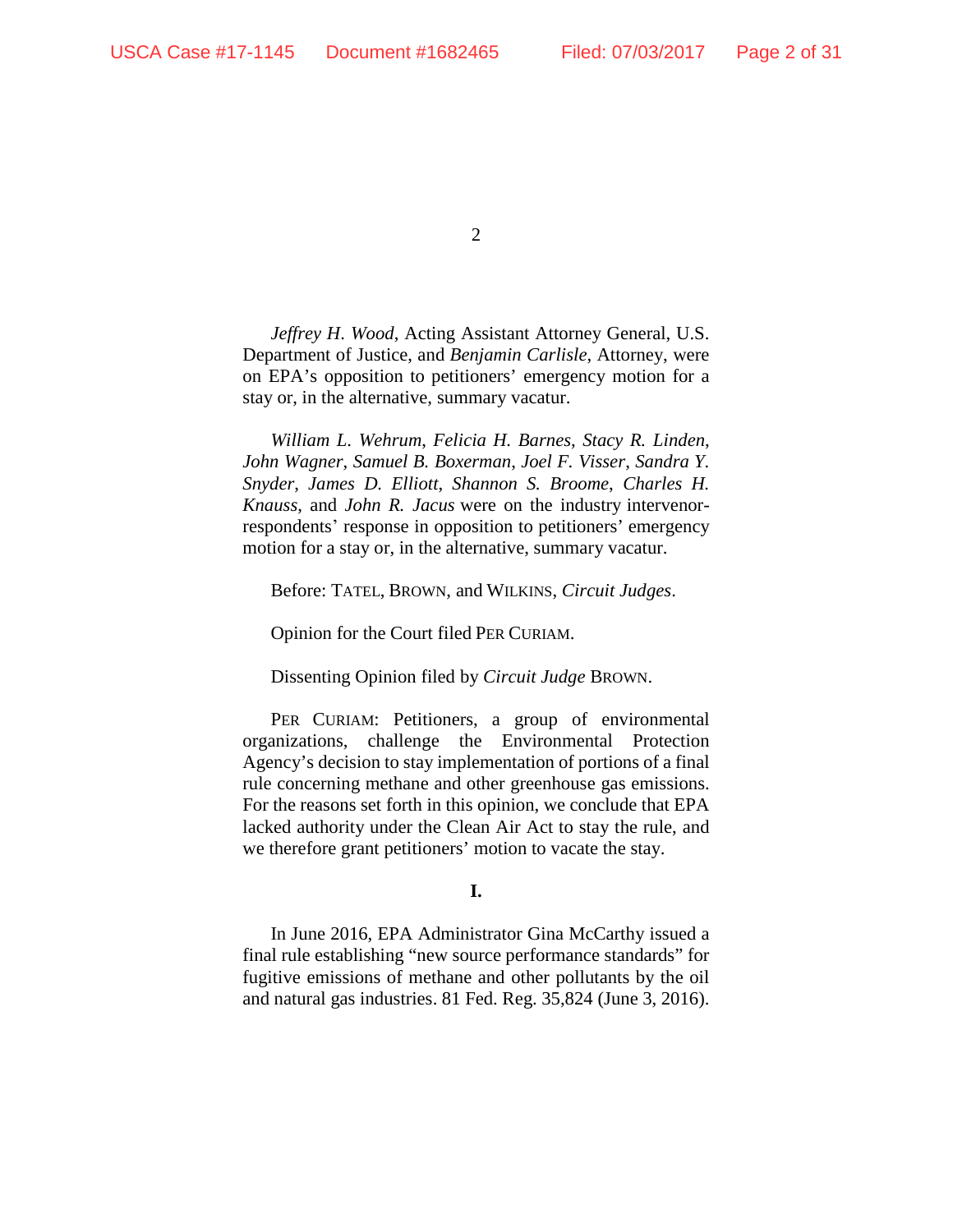*Jeffrey H. Wood*, Acting Assistant Attorney General, U.S. Department of Justice, and *Benjamin Carlisle*, Attorney, were on EPA's opposition to petitioners' emergency motion for a stay or, in the alternative, summary vacatur.

*William L. Wehrum*, *Felicia H. Barnes*, *Stacy R. Linden*, *John Wagner*, *Samuel B. Boxerman*, *Joel F. Visser*, *Sandra Y. Snyder*, *James D. Elliott*, *Shannon S. Broome*, *Charles H. Knauss*, and *John R. Jacus* were on the industry intervenor-respondents' response in opposition to petitioners' emergency motion for a stay or, in the alternative, summary vacatur.

Before: TATEL, BROWN, and WILKINS, *Circuit Judges*.

Opinion for the Court filed PER CURIAM.

Dissenting Opinion filed by *Circuit Judge* BROWN.

PER CURIAM: Petitioners, a group of environmental organizations, challenge the Environmental Protection Agency's decision to stay implementation of portions of a final rule concerning methane and other greenhouse gas emissions. For the reasons set forth in this opinion, we conclude that EPA lacked authority under the Clean Air Act to stay the rule, and we therefore grant petitioners' motion to vacate the stay.

## I.

In June 2016, EPA Administrator Gina McCarthy issued a final rule establishing "new source performance standards" for fugitive emissions of methane and other pollutants by the oil and natural gas industries. 81 Fed. Reg. 35,824 (June 3, 2016).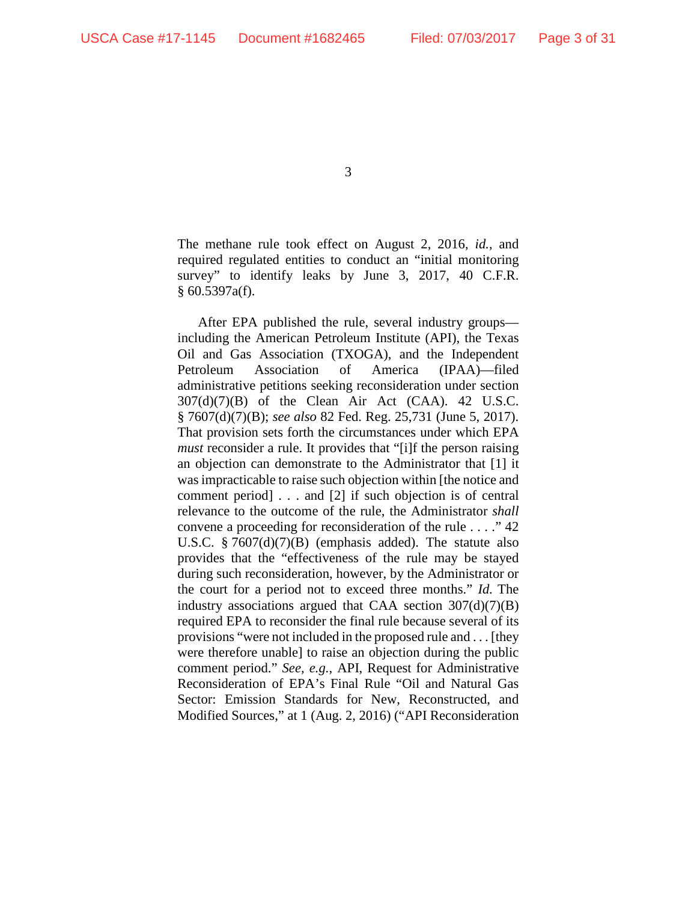The methane rule took effect on August 2, 2016, *id.*, and required regulated entities to conduct an "initial monitoring survey" to identify leaks by June 3, 2017, 40 C.F.R. § 60.5397a(f).

After EPA published the rule, several industry groups—including the American Petroleum Institute (API), the Texas Oil and Gas Association (TXOGA), and the Independent Petroleum Association of America (IPAA)—filed administrative petitions seeking reconsideration under section 307(d)(7)(B) of the Clean Air Act (CAA). 42 U.S.C. § 7607(d)(7)(B); *see also* 82 Fed. Reg. 25,731 (June 5, 2017). That provision sets forth the circumstances under which EPA *must* reconsider a rule. It provides that "[i]f the person raising an objection can demonstrate to the Administrator that [1] it was impracticable to raise such objection within [the notice and comment period] . . . and [2] if such objection is of central relevance to the outcome of the rule, the Administrator *shall* convene a proceeding for reconsideration of the rule . . . ." 42 U.S.C. § 7607(d)(7)(B) (emphasis added). The statute also provides that the "effectiveness of the rule may be stayed during such reconsideration, however, by the Administrator or the court for a period not to exceed three months." *Id.* The industry associations argued that CAA section 307(d)(7)(B) required EPA to reconsider the final rule because several of its provisions "were not included in the proposed rule and . . . [they were therefore unable] to raise an objection during the public comment period." *See, e.g.*, API, Request for Administrative Reconsideration of EPA's Final Rule "Oil and Natural Gas Sector: Emission Standards for New, Reconstructed, and Modified Sources," at 1 (Aug. 2, 2016) ("API Reconsideration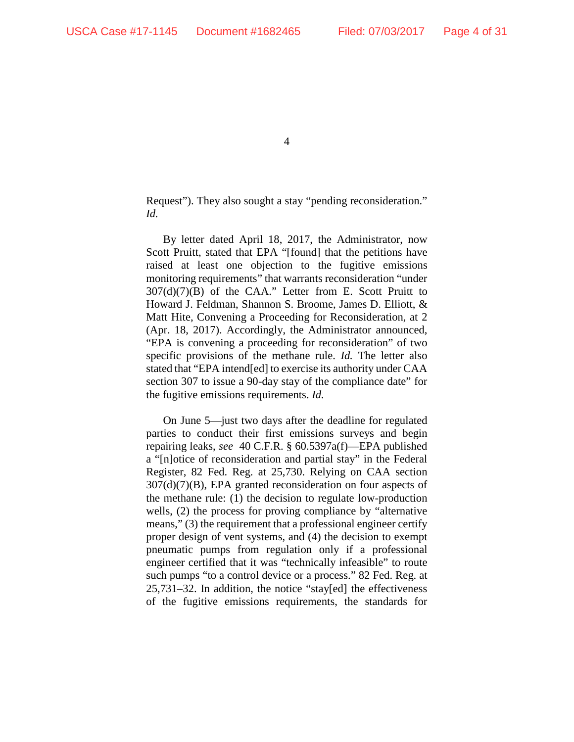Request"). They also sought a stay "pending reconsideration." *Id.*

By letter dated April 18, 2017, the Administrator, now Scott Pruitt, stated that EPA "[found] that the petitions have raised at least one objection to the fugitive emissions monitoring requirements" that warrants reconsideration "under 307(d)(7)(B) of the CAA." Letter from E. Scott Pruitt to Howard J. Feldman, Shannon S. Broome, James D. Elliott, & Matt Hite, Convening a Proceeding for Reconsideration, at 2 (Apr. 18, 2017). Accordingly, the Administrator announced, "EPA is convening a proceeding for reconsideration" of two specific provisions of the methane rule. *Id.* The letter also stated that "EPA intend[ed] to exercise its authority under CAA section 307 to issue a 90-day stay of the compliance date" for the fugitive emissions requirements. *Id.*

On June 5—just two days after the deadline for regulated parties to conduct their first emissions surveys and begin repairing leaks, *see* 40 C.F.R. § 60.5397a(f)—EPA published a "[n]otice of reconsideration and partial stay" in the Federal Register, 82 Fed. Reg. at 25,730. Relying on CAA section 307(d)(7)(B), EPA granted reconsideration on four aspects of the methane rule: (1) the decision to regulate low-production wells, (2) the process for proving compliance by "alternative means," (3) the requirement that a professional engineer certify proper design of vent systems, and (4) the decision to exempt pneumatic pumps from regulation only if a professional engineer certified that it was "technically infeasible" to route such pumps "to a control device or a process." 82 Fed. Reg. at 25,731–32. In addition, the notice "stay[ed] the effectiveness of the fugitive emissions requirements, the standards for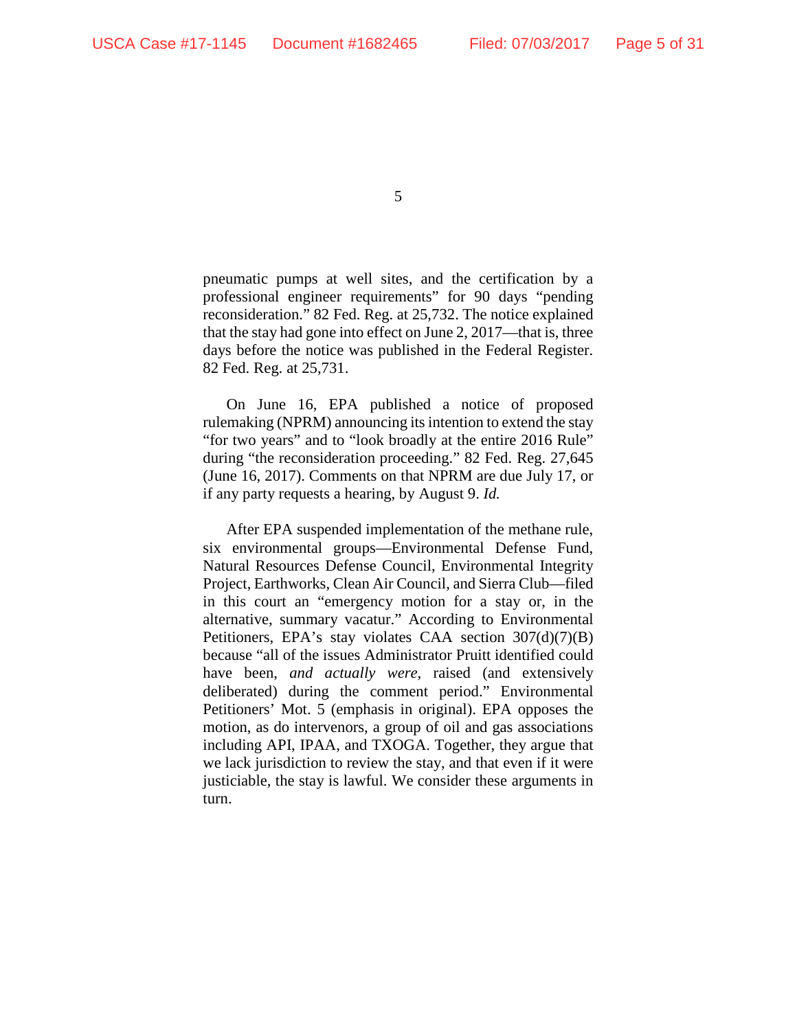pneumatic pumps at well sites, and the certification by a professional engineer requirements" for 90 days "pending reconsideration." 82 Fed. Reg. at 25,732. The notice explained that the stay had gone into effect on June 2, 2017—that is, three days before the notice was published in the Federal Register. 82 Fed. Reg. at 25,731.

On June 16, EPA published a notice of proposed rulemaking (NPRM) announcing its intention to extend the stay "for two years" and to "look broadly at the entire 2016 Rule" during "the reconsideration proceeding." 82 Fed. Reg. 27,645 (June 16, 2017). Comments on that NPRM are due July 17, or if any party requests a hearing, by August 9. *Id.*

After EPA suspended implementation of the methane rule, six environmental groups—Environmental Defense Fund, Natural Resources Defense Council, Environmental Integrity Project, Earthworks, Clean Air Council, and Sierra Club—filed in this court an "emergency motion for a stay or, in the alternative, summary vacatur." According to Environmental Petitioners, EPA's stay violates CAA section 307(d)(7)(B) because "all of the issues Administrator Pruitt identified could have been, *and actually were*, raised (and extensively deliberated) during the comment period." Environmental Petitioners' Mot. 5 (emphasis in original). EPA opposes the motion, as do intervenors, a group of oil and gas associations including API, IPAA, and TXOGA. Together, they argue that we lack jurisdiction to review the stay, and that even if it were justiciable, the stay is lawful. We consider these arguments in turn.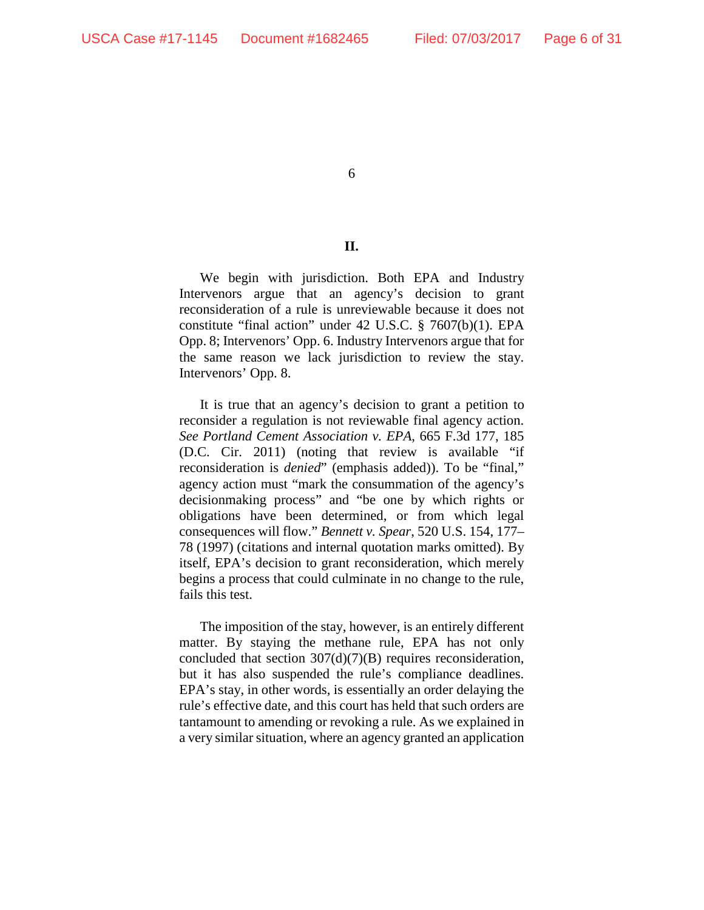## II.

We begin with jurisdiction. Both EPA and Industry Intervenors argue that an agency's decision to grant reconsideration of a rule is unreviewable because it does not constitute "final action" under 42 U.S.C. § 7607(b)(1). EPA Opp. 8; Intervenors' Opp. 6. Industry Intervenors argue that for the same reason we lack jurisdiction to review the stay. Intervenors' Opp. 8.

It is true that an agency's decision to grant a petition to reconsider a regulation is not reviewable final agency action. *See Portland Cement Association v. EPA*, 665 F.3d 177, 185 (D.C. Cir. 2011) (noting that review is available "if reconsideration is *denied*" (emphasis added)). To be "final," agency action must "mark the consummation of the agency's decisionmaking process" and "be one by which rights or obligations have been determined, or from which legal consequences will flow." *Bennett v. Spear*, 520 U.S. 154, 177–78 (1997) (citations and internal quotation marks omitted). By itself, EPA's decision to grant reconsideration, which merely begins a process that could culminate in no change to the rule, fails this test.

The imposition of the stay, however, is an entirely different matter. By staying the methane rule, EPA has not only concluded that section 307(d)(7)(B) requires reconsideration, but it has also suspended the rule's compliance deadlines. EPA's stay, in other words, is essentially an order delaying the rule's effective date, and this court has held that such orders are tantamount to amending or revoking a rule. As we explained in a very similar situation, where an agency granted an application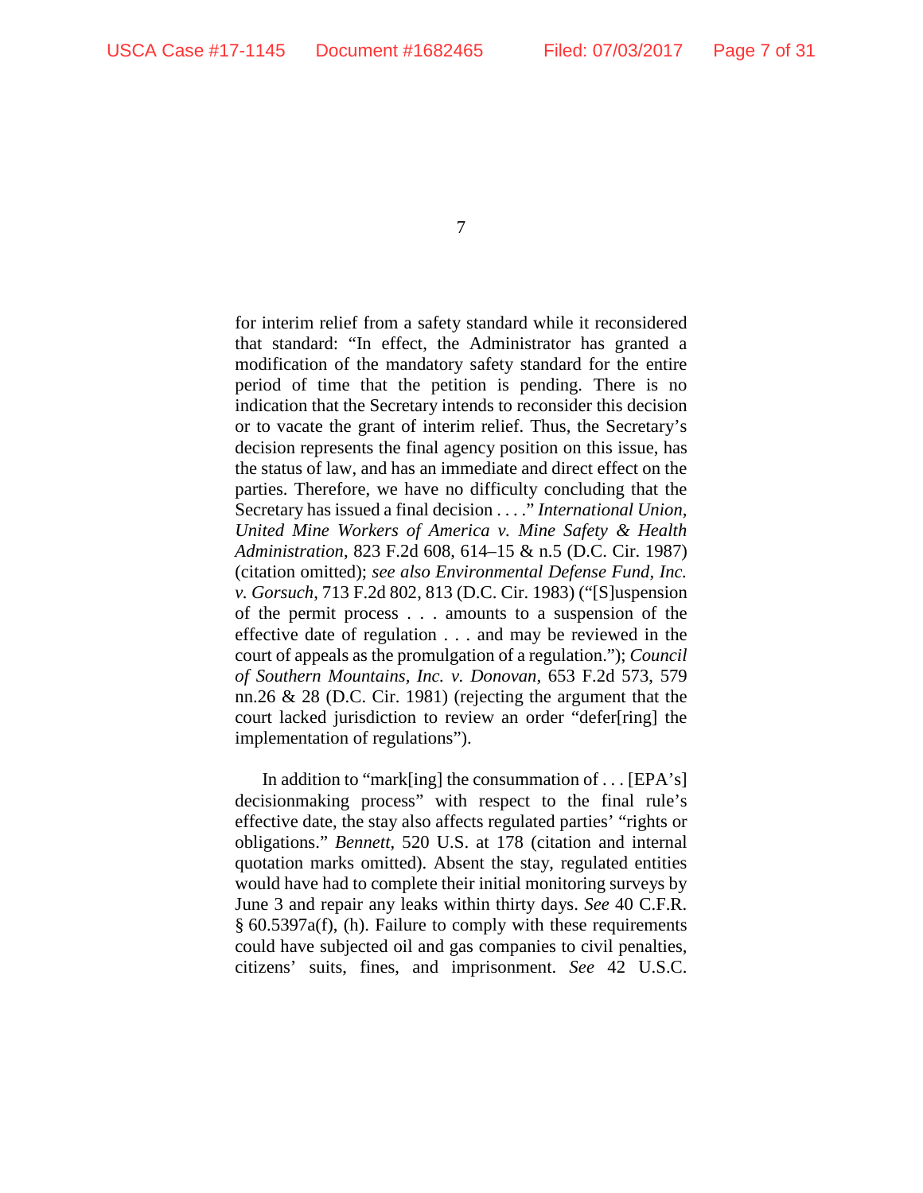for interim relief from a safety standard while it reconsidered that standard: "In effect, the Administrator has granted a modification of the mandatory safety standard for the entire period of time that the petition is pending. There is no indication that the Secretary intends to reconsider this decision or to vacate the grant of interim relief. Thus, the Secretary's decision represents the final agency position on this issue, has the status of law, and has an immediate and direct effect on the parties. Therefore, we have no difficulty concluding that the Secretary has issued a final decision . . . ." *International Union, United Mine Workers of America v. Mine Safety & Health Administration*, 823 F.2d 608, 614–15 & n.5 (D.C. Cir. 1987) (citation omitted); *see also Environmental Defense Fund, Inc. v. Gorsuch*, 713 F.2d 802, 813 (D.C. Cir. 1983) ("[S]uspension of the permit process . . . amounts to a suspension of the effective date of regulation . . . and may be reviewed in the court of appeals as the promulgation of a regulation."); *Council of Southern Mountains, Inc. v. Donovan*, 653 F.2d 573, 579 nn.26 & 28 (D.C. Cir. 1981) (rejecting the argument that the court lacked jurisdiction to review an order "defer[ring] the implementation of regulations").

In addition to "mark[ing] the consummation of . . . [EPA's] decisionmaking process" with respect to the final rule's effective date, the stay also affects regulated parties' "rights or obligations." *Bennett*, 520 U.S. at 178 (citation and internal quotation marks omitted). Absent the stay, regulated entities would have had to complete their initial monitoring surveys by June 3 and repair any leaks within thirty days. *See* 40 C.F.R. § 60.5397a(f), (h). Failure to comply with these requirements could have subjected oil and gas companies to civil penalties, citizens' suits, fines, and imprisonment. *See* 42 U.S.C.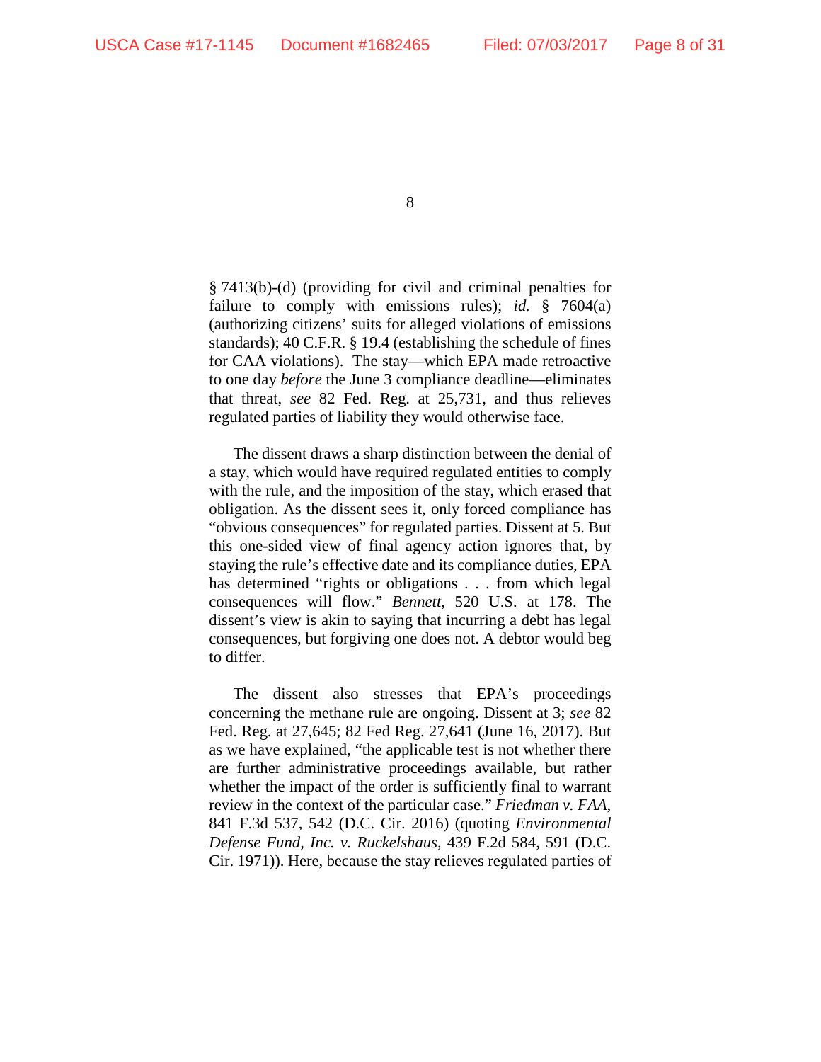§ 7413(b)-(d) (providing for civil and criminal penalties for failure to comply with emissions rules); *id.* § 7604(a) (authorizing citizens' suits for alleged violations of emissions standards); 40 C.F.R. § 19.4 (establishing the schedule of fines for CAA violations). The stay—which EPA made retroactive to one day *before* the June 3 compliance deadline—eliminates that threat, *see* 82 Fed. Reg. at 25,731, and thus relieves regulated parties of liability they would otherwise face.

The dissent draws a sharp distinction between the denial of a stay, which would have required regulated entities to comply with the rule, and the imposition of the stay, which erased that obligation. As the dissent sees it, only forced compliance has "obvious consequences" for regulated parties. Dissent at 5. But this one-sided view of final agency action ignores that, by staying the rule's effective date and its compliance duties, EPA has determined "rights or obligations . . . from which legal consequences will flow." *Bennett*, 520 U.S. at 178. The dissent's view is akin to saying that incurring a debt has legal consequences, but forgiving one does not. A debtor would beg to differ.

The dissent also stresses that EPA's proceedings concerning the methane rule are ongoing. Dissent at 3; *see* 82 Fed. Reg. at 27,645; 82 Fed Reg. 27,641 (June 16, 2017). But as we have explained, "the applicable test is not whether there are further administrative proceedings available, but rather whether the impact of the order is sufficiently final to warrant review in the context of the particular case." *Friedman v. FAA*, 841 F.3d 537, 542 (D.C. Cir. 2016) (quoting *Environmental Defense Fund, Inc. v. Ruckelshaus*, 439 F.2d 584, 591 (D.C. Cir. 1971)). Here, because the stay relieves regulated parties of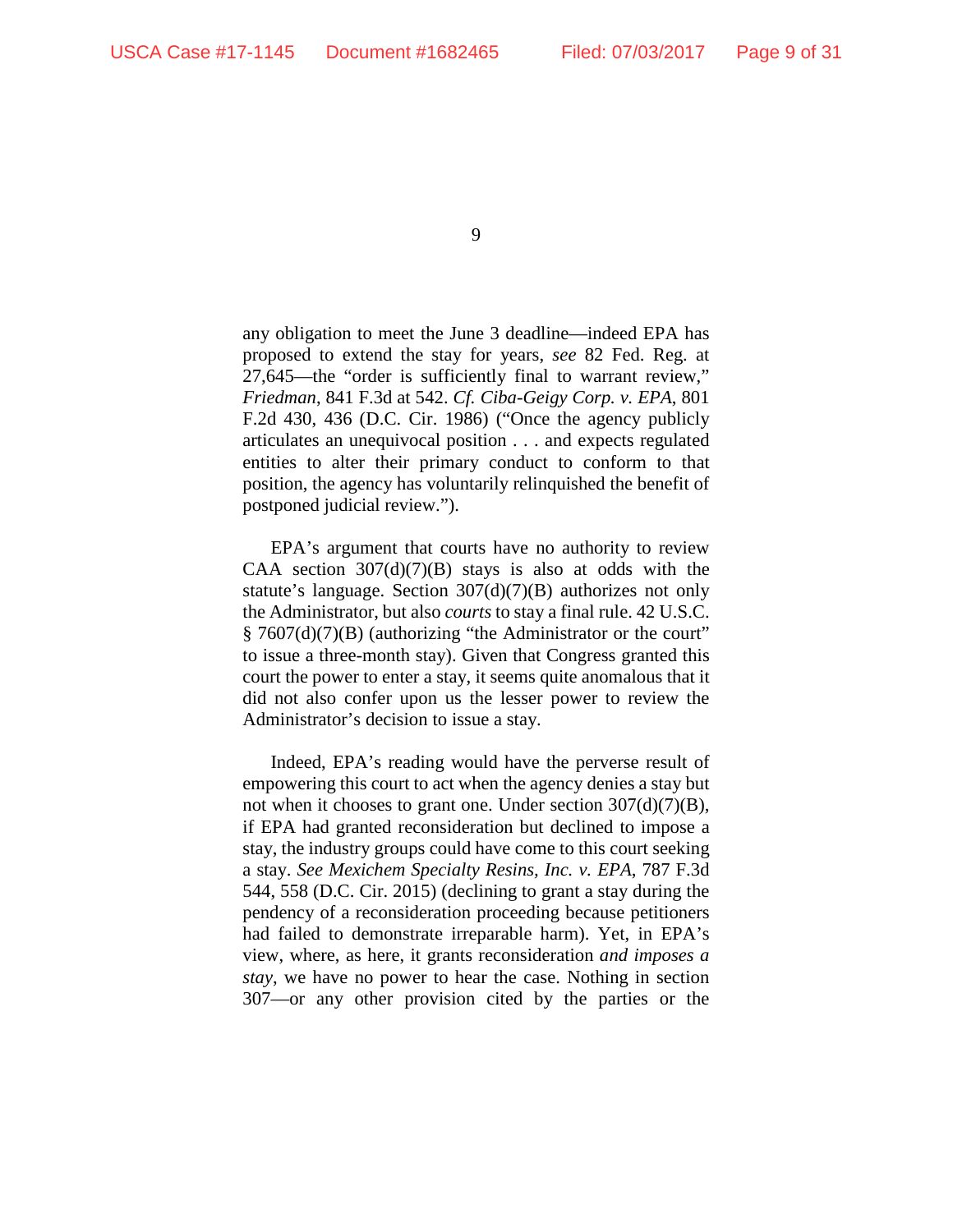any obligation to meet the June 3 deadline—indeed EPA has proposed to extend the stay for years, *see* 82 Fed. Reg. at 27,645—the "order is sufficiently final to warrant review," *Friedman*, 841 F.3d at 542. *Cf. Ciba-Geigy Corp. v. EPA*, 801 F.2d 430, 436 (D.C. Cir. 1986) ("Once the agency publicly articulates an unequivocal position . . . and expects regulated entities to alter their primary conduct to conform to that position, the agency has voluntarily relinquished the benefit of postponed judicial review.").

EPA's argument that courts have no authority to review CAA section 307(d)(7)(B) stays is also at odds with the statute's language. Section 307(d)(7)(B) authorizes not only the Administrator, but also *courts* to stay a final rule. 42 U.S.C. § 7607(d)(7)(B) (authorizing "the Administrator or the court" to issue a three-month stay). Given that Congress granted this court the power to enter a stay, it seems quite anomalous that it did not also confer upon us the lesser power to review the Administrator's decision to issue a stay.

Indeed, EPA's reading would have the perverse result of empowering this court to act when the agency denies a stay but not when it chooses to grant one. Under section 307(d)(7)(B), if EPA had granted reconsideration but declined to impose a stay, the industry groups could have come to this court seeking a stay. *See Mexichem Specialty Resins, Inc. v. EPA*, 787 F.3d 544, 558 (D.C. Cir. 2015) (declining to grant a stay during the pendency of a reconsideration proceeding because petitioners had failed to demonstrate irreparable harm). Yet, in EPA's view, where, as here, it grants reconsideration *and imposes a stay*, we have no power to hear the case. Nothing in section 307—or any other provision cited by the parties or the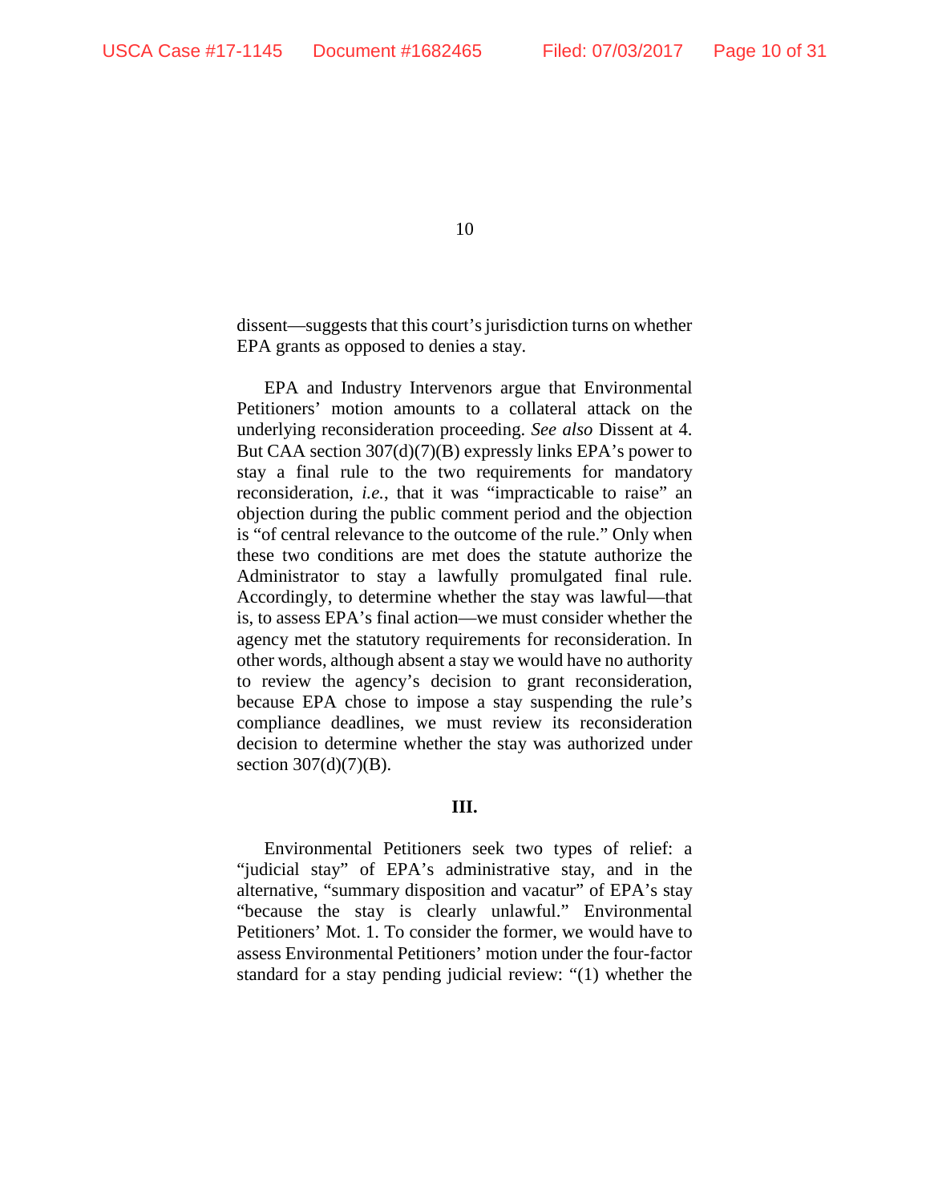dissent—suggests that this court's jurisdiction turns on whether EPA grants as opposed to denies a stay.

EPA and Industry Intervenors argue that Environmental Petitioners' motion amounts to a collateral attack on the underlying reconsideration proceeding. *See also* Dissent at 4. But CAA section 307(d)(7)(B) expressly links EPA's power to stay a final rule to the two requirements for mandatory reconsideration, *i.e.*, that it was "impracticable to raise" an objection during the public comment period and the objection is "of central relevance to the outcome of the rule." Only when these two conditions are met does the statute authorize the Administrator to stay a lawfully promulgated final rule. Accordingly, to determine whether the stay was lawful—that is, to assess EPA's final action—we must consider whether the agency met the statutory requirements for reconsideration. In other words, although absent a stay we would have no authority to review the agency's decision to grant reconsideration, because EPA chose to impose a stay suspending the rule's compliance deadlines, we must review its reconsideration decision to determine whether the stay was authorized under section 307(d)(7)(B).

## III.

Environmental Petitioners seek two types of relief: a "judicial stay" of EPA's administrative stay, and in the alternative, "summary disposition and vacatur" of EPA's stay "because the stay is clearly unlawful." Environmental Petitioners' Mot. 1. To consider the former, we would have to assess Environmental Petitioners' motion under the four-factor standard for a stay pending judicial review: "(1) whether the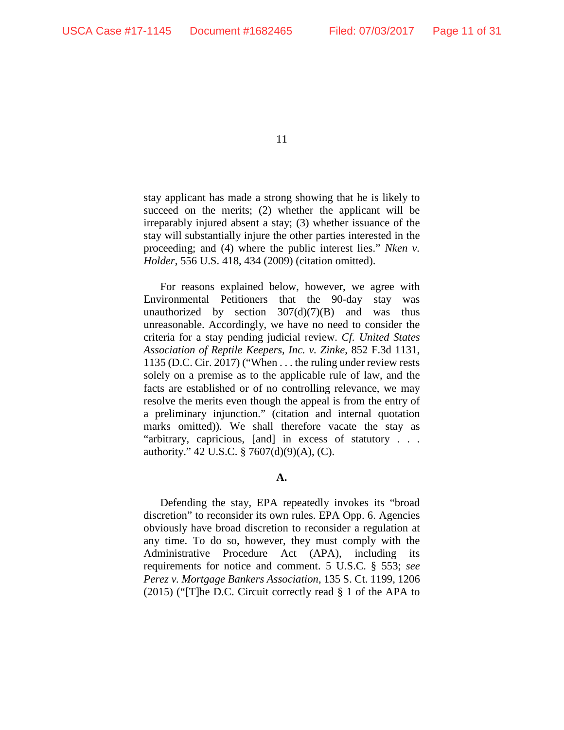stay applicant has made a strong showing that he is likely to succeed on the merits; (2) whether the applicant will be irreparably injured absent a stay; (3) whether issuance of the stay will substantially injure the other parties interested in the proceeding; and (4) where the public interest lies." *Nken v. Holder*, 556 U.S. 418, 434 (2009) (citation omitted).

For reasons explained below, however, we agree with Environmental Petitioners that the 90-day stay was unauthorized by section 307(d)(7)(B) and was thus unreasonable. Accordingly, we have no need to consider the criteria for a stay pending judicial review. *Cf. United States Association of Reptile Keepers, Inc. v. Zinke*, 852 F.3d 1131, 1135 (D.C. Cir. 2017) ("When . . . the ruling under review rests solely on a premise as to the applicable rule of law, and the facts are established or of no controlling relevance, we may resolve the merits even though the appeal is from the entry of a preliminary injunction." (citation and internal quotation marks omitted)). We shall therefore vacate the stay as "arbitrary, capricious, [and] in excess of statutory . . . authority." 42 U.S.C. § 7607(d)(9)(A), (C).

**A.**

Defending the stay, EPA repeatedly invokes its "broad discretion" to reconsider its own rules. EPA Opp. 6. Agencies obviously have broad discretion to reconsider a regulation at any time. To do so, however, they must comply with the Administrative Procedure Act (APA), including its requirements for notice and comment. 5 U.S.C. § 553; *see Perez v. Mortgage Bankers Association*, 135 S. Ct. 1199, 1206 (2015) ("[T]he D.C. Circuit correctly read § 1 of the APA to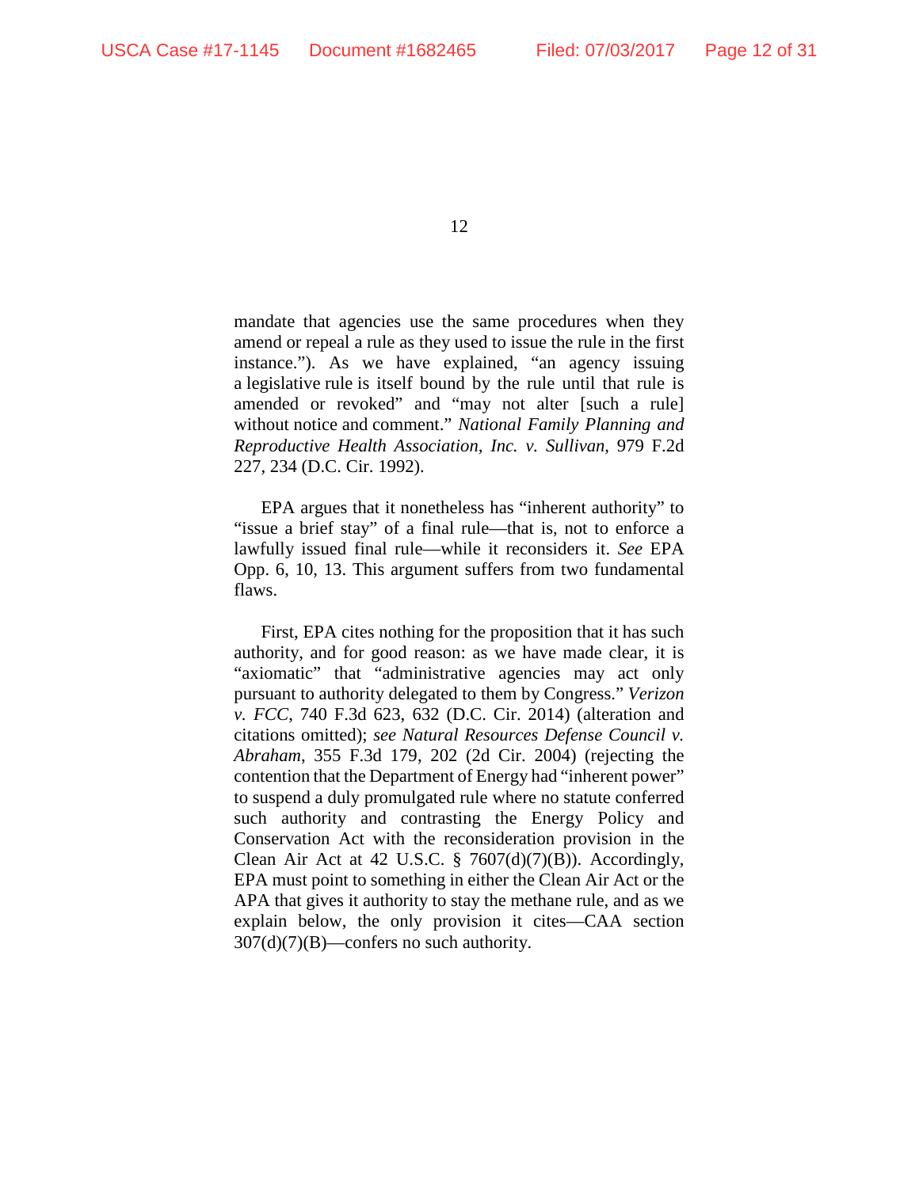mandate that agencies use the same procedures when they amend or repeal a rule as they used to issue the rule in the first instance."). As we have explained, "an agency issuing a legislative rule is itself bound by the rule until that rule is amended or revoked" and "may not alter [such a rule] without notice and comment." *National Family Planning and Reproductive Health Association, Inc. v. Sullivan*, 979 F.2d 227, 234 (D.C. Cir. 1992).

EPA argues that it nonetheless has "inherent authority" to "issue a brief stay" of a final rule—that is, not to enforce a lawfully issued final rule—while it reconsiders it. *See* EPA Opp. 6, 10, 13. This argument suffers from two fundamental flaws.

First, EPA cites nothing for the proposition that it has such authority, and for good reason: as we have made clear, it is "axiomatic" that "administrative agencies may act only pursuant to authority delegated to them by Congress." *Verizon v. FCC*, 740 F.3d 623, 632 (D.C. Cir. 2014) (alteration and citations omitted); *see Natural Resources Defense Council v. Abraham*, 355 F.3d 179, 202 (2d Cir. 2004) (rejecting the contention that the Department of Energy had "inherent power" to suspend a duly promulgated rule where no statute conferred such authority and contrasting the Energy Policy and Conservation Act with the reconsideration provision in the Clean Air Act at 42 U.S.C. § 7607(d)(7)(B)). Accordingly, EPA must point to something in either the Clean Air Act or the APA that gives it authority to stay the methane rule, and as we explain below, the only provision it cites—CAA section 307(d)(7)(B)—confers no such authority.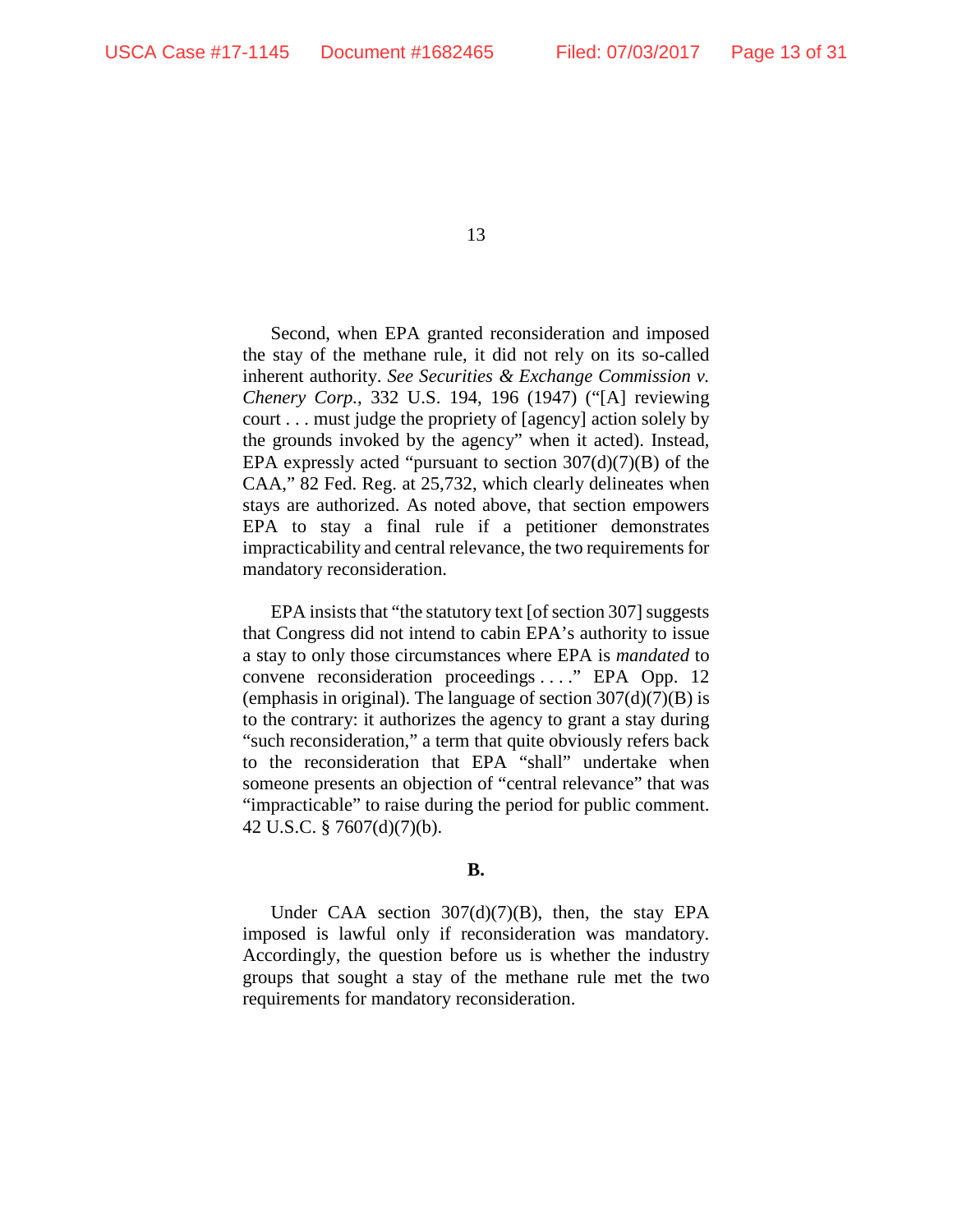Second, when EPA granted reconsideration and imposed the stay of the methane rule, it did not rely on its so-called inherent authority. *See Securities & Exchange Commission v. Chenery Corp.*, 332 U.S. 194, 196 (1947) ("[A] reviewing court . . . must judge the propriety of [agency] action solely by the grounds invoked by the agency" when it acted). Instead, EPA expressly acted "pursuant to section 307(d)(7)(B) of the CAA," 82 Fed. Reg. at 25,732, which clearly delineates when stays are authorized. As noted above, that section empowers EPA to stay a final rule if a petitioner demonstrates impracticability and central relevance, the two requirements for mandatory reconsideration.

EPA insists that "the statutory text [of section 307] suggests that Congress did not intend to cabin EPA's authority to issue a stay to only those circumstances where EPA is *mandated* to convene reconsideration proceedings . . . ." EPA Opp. 12 (emphasis in original). The language of section 307(d)(7)(B) is to the contrary: it authorizes the agency to grant a stay during "such reconsideration," a term that quite obviously refers back to the reconsideration that EPA "shall" undertake when someone presents an objection of "central relevance" that was "impracticable" to raise during the period for public comment. 42 U.S.C. § 7607(d)(7)(b).

**B.**

Under CAA section 307(d)(7)(B), then, the stay EPA imposed is lawful only if reconsideration was mandatory. Accordingly, the question before us is whether the industry groups that sought a stay of the methane rule met the two requirements for mandatory reconsideration.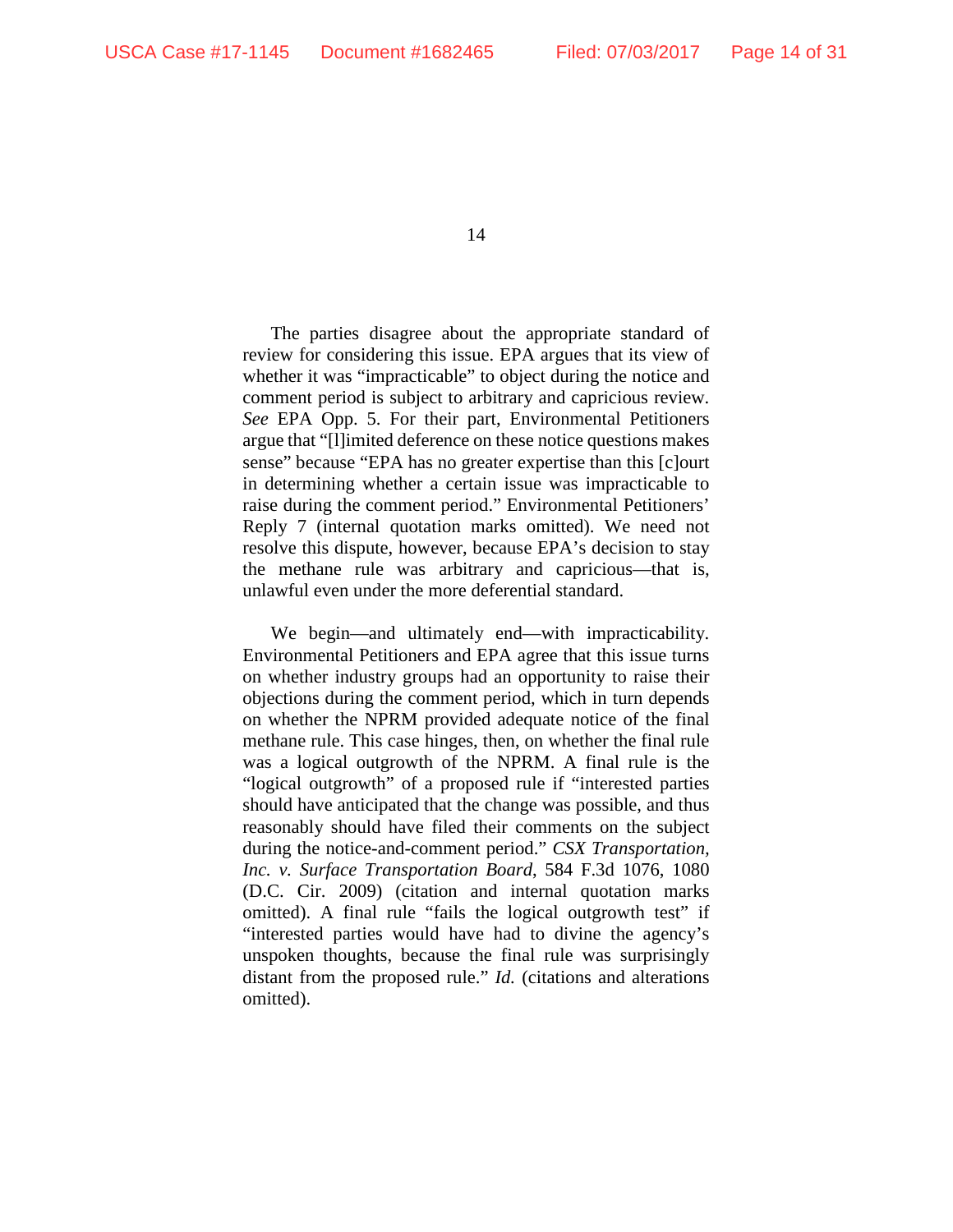The parties disagree about the appropriate standard of review for considering this issue. EPA argues that its view of whether it was "impracticable" to object during the notice and comment period is subject to arbitrary and capricious review. *See* EPA Opp. 5. For their part, Environmental Petitioners argue that "[l]imited deference on these notice questions makes sense" because "EPA has no greater expertise than this [c]ourt in determining whether a certain issue was impracticable to raise during the comment period." Environmental Petitioners' Reply 7 (internal quotation marks omitted). We need not resolve this dispute, however, because EPA's decision to stay the methane rule was arbitrary and capricious—that is, unlawful even under the more deferential standard.

We begin—and ultimately end—with impracticability. Environmental Petitioners and EPA agree that this issue turns on whether industry groups had an opportunity to raise their objections during the comment period, which in turn depends on whether the NPRM provided adequate notice of the final methane rule. This case hinges, then, on whether the final rule was a logical outgrowth of the NPRM. A final rule is the "logical outgrowth" of a proposed rule if "interested parties should have anticipated that the change was possible, and thus reasonably should have filed their comments on the subject during the notice-and-comment period." *CSX Transportation, Inc. v. Surface Transportation Board*, 584 F.3d 1076, 1080 (D.C. Cir. 2009) (citation and internal quotation marks omitted). A final rule "fails the logical outgrowth test" if "interested parties would have had to divine the agency's unspoken thoughts, because the final rule was surprisingly distant from the proposed rule." *Id.* (citations and alterations omitted).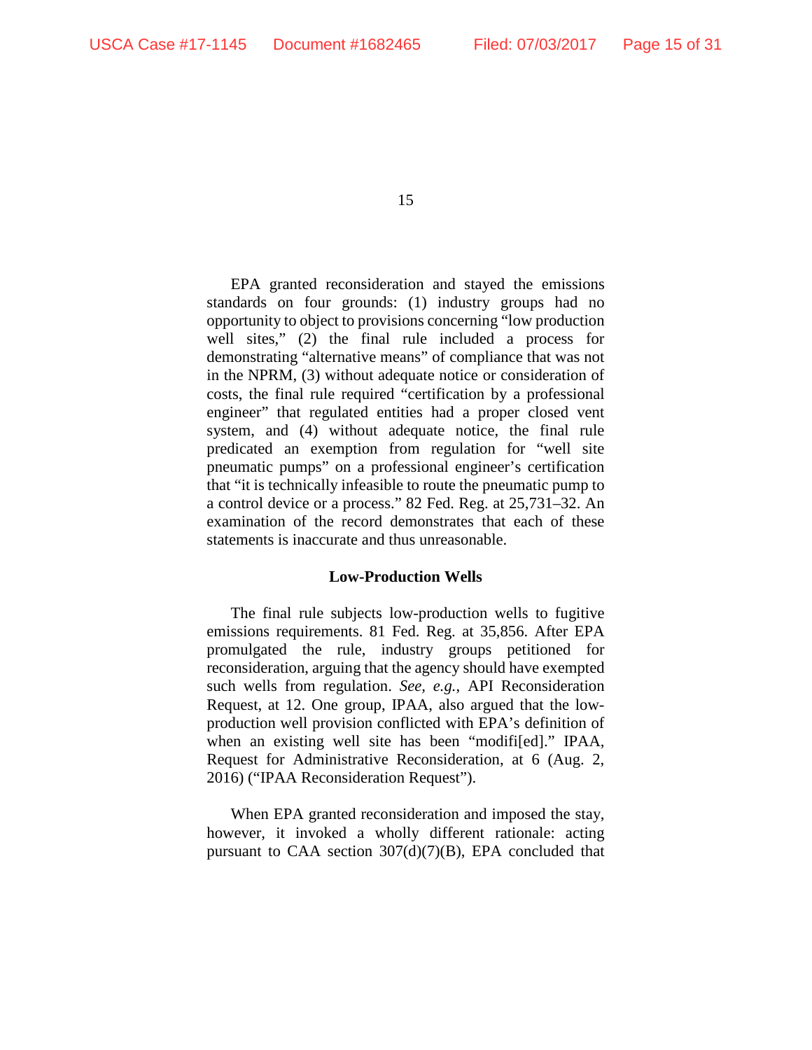EPA granted reconsideration and stayed the emissions standards on four grounds: (1) industry groups had no opportunity to object to provisions concerning "low production well sites," (2) the final rule included a process for demonstrating "alternative means" of compliance that was not in the NPRM, (3) without adequate notice or consideration of costs, the final rule required "certification by a professional engineer" that regulated entities had a proper closed vent system, and (4) without adequate notice, the final rule predicated an exemption from regulation for "well site pneumatic pumps" on a professional engineer's certification that "it is technically infeasible to route the pneumatic pump to a control device or a process." 82 Fed. Reg. at 25,731–32. An examination of the record demonstrates that each of these statements is inaccurate and thus unreasonable.

### Low-Production Wells

The final rule subjects low-production wells to fugitive emissions requirements. 81 Fed. Reg. at 35,856. After EPA promulgated the rule, industry groups petitioned for reconsideration, arguing that the agency should have exempted such wells from regulation. *See, e.g.*, API Reconsideration Request, at 12. One group, IPAA, also argued that the low-production well provision conflicted with EPA's definition of when an existing well site has been "modifi[ed]." IPAA, Request for Administrative Reconsideration, at 6 (Aug. 2, 2016) ("IPAA Reconsideration Request").

When EPA granted reconsideration and imposed the stay, however, it invoked a wholly different rationale: acting pursuant to CAA section 307(d)(7)(B), EPA concluded that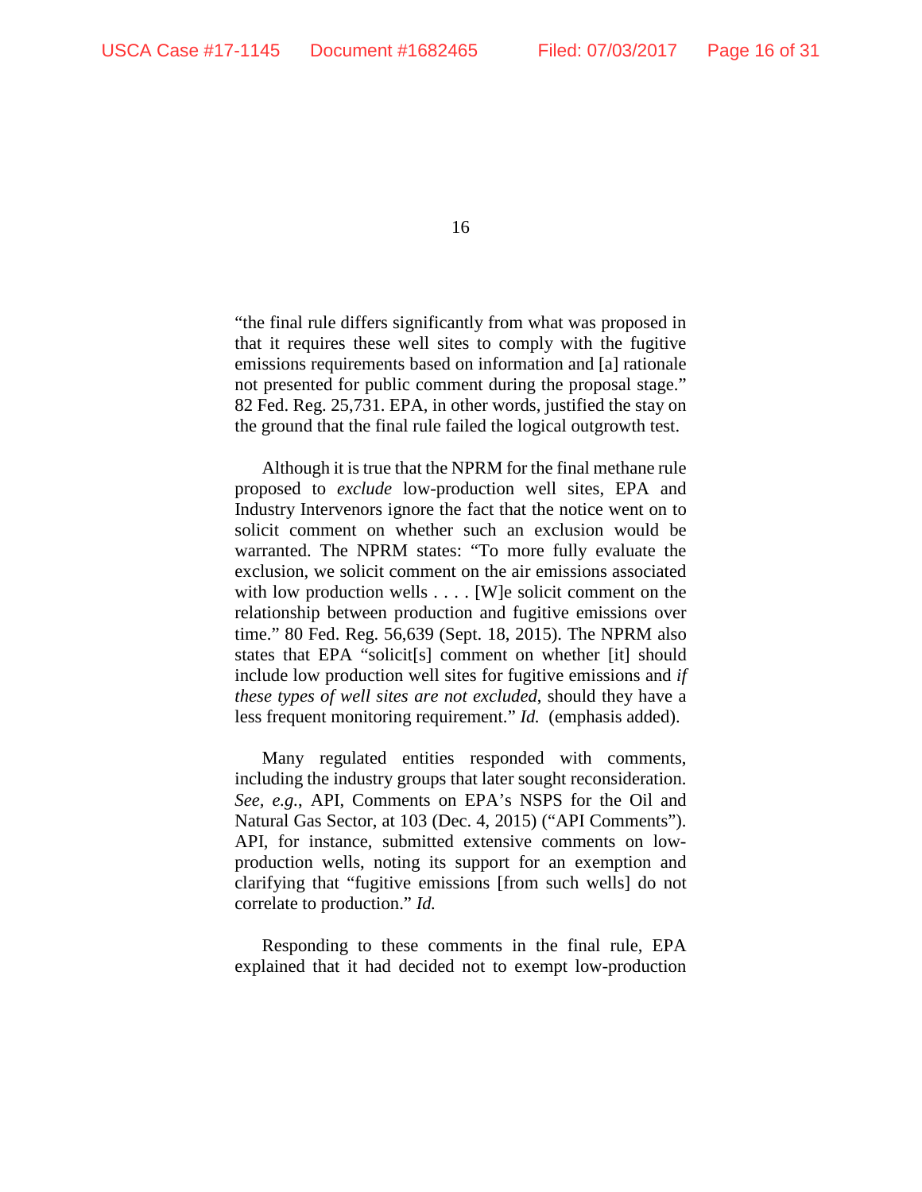"the final rule differs significantly from what was proposed in that it requires these well sites to comply with the fugitive emissions requirements based on information and [a] rationale not presented for public comment during the proposal stage." 82 Fed. Reg. 25,731. EPA, in other words, justified the stay on the ground that the final rule failed the logical outgrowth test.

Although it is true that the NPRM for the final methane rule proposed to *exclude* low-production well sites, EPA and Industry Intervenors ignore the fact that the notice went on to solicit comment on whether such an exclusion would be warranted. The NPRM states: "To more fully evaluate the exclusion, we solicit comment on the air emissions associated with low production wells . . . . [W]e solicit comment on the relationship between production and fugitive emissions over time." 80 Fed. Reg. 56,639 (Sept. 18, 2015). The NPRM also states that EPA "solicit[s] comment on whether [it] should include low production well sites for fugitive emissions and *if these types of well sites are not excluded*, should they have a less frequent monitoring requirement." *Id.* (emphasis added).

Many regulated entities responded with comments, including the industry groups that later sought reconsideration. *See, e.g.*, API, Comments on EPA's NSPS for the Oil and Natural Gas Sector, at 103 (Dec. 4, 2015) ("API Comments"). API, for instance, submitted extensive comments on low-production wells, noting its support for an exemption and clarifying that "fugitive emissions [from such wells] do not correlate to production." *Id.*

Responding to these comments in the final rule, EPA explained that it had decided not to exempt low-production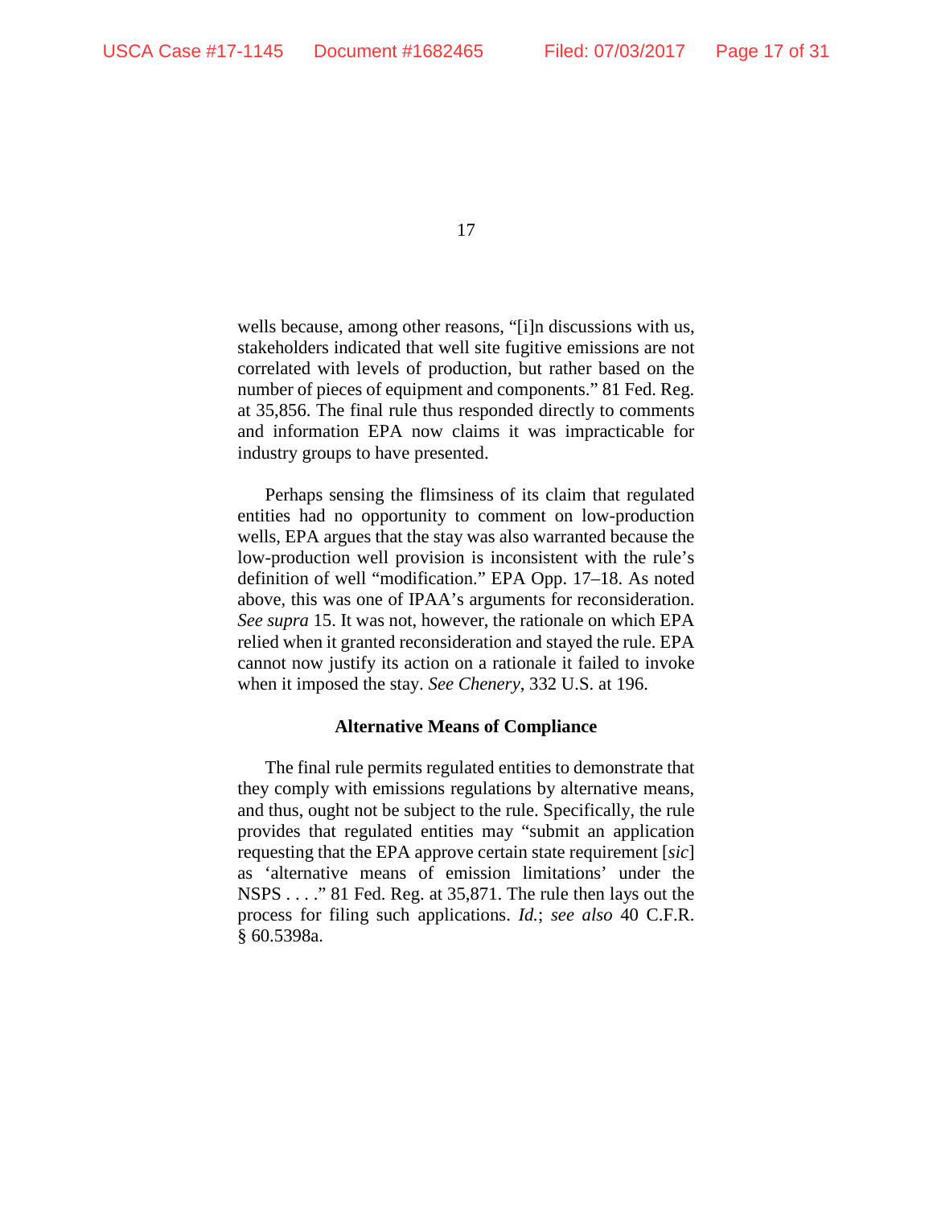wells because, among other reasons, "[i]n discussions with us, stakeholders indicated that well site fugitive emissions are not correlated with levels of production, but rather based on the number of pieces of equipment and components." 81 Fed. Reg. at 35,856. The final rule thus responded directly to comments and information EPA now claims it was impracticable for industry groups to have presented.

Perhaps sensing the flimsiness of its claim that regulated entities had no opportunity to comment on low-production wells, EPA argues that the stay was also warranted because the low-production well provision is inconsistent with the rule's definition of well "modification." EPA Opp. 17–18. As noted above, this was one of IPAA's arguments for reconsideration. *See supra* 15. It was not, however, the rationale on which EPA relied when it granted reconsideration and stayed the rule. EPA cannot now justify its action on a rationale it failed to invoke when it imposed the stay. *See Chenery*, 332 U.S. at 196.

**Alternative Means of Compliance**

The final rule permits regulated entities to demonstrate that they comply with emissions regulations by alternative means, and thus, ought not be subject to the rule. Specifically, the rule provides that regulated entities may "submit an application requesting that the EPA approve certain state requirement [*sic*] as 'alternative means of emission limitations' under the NSPS . . . ." 81 Fed. Reg. at 35,871. The rule then lays out the process for filing such applications. *Id.*; *see also* 40 C.F.R. § 60.5398a.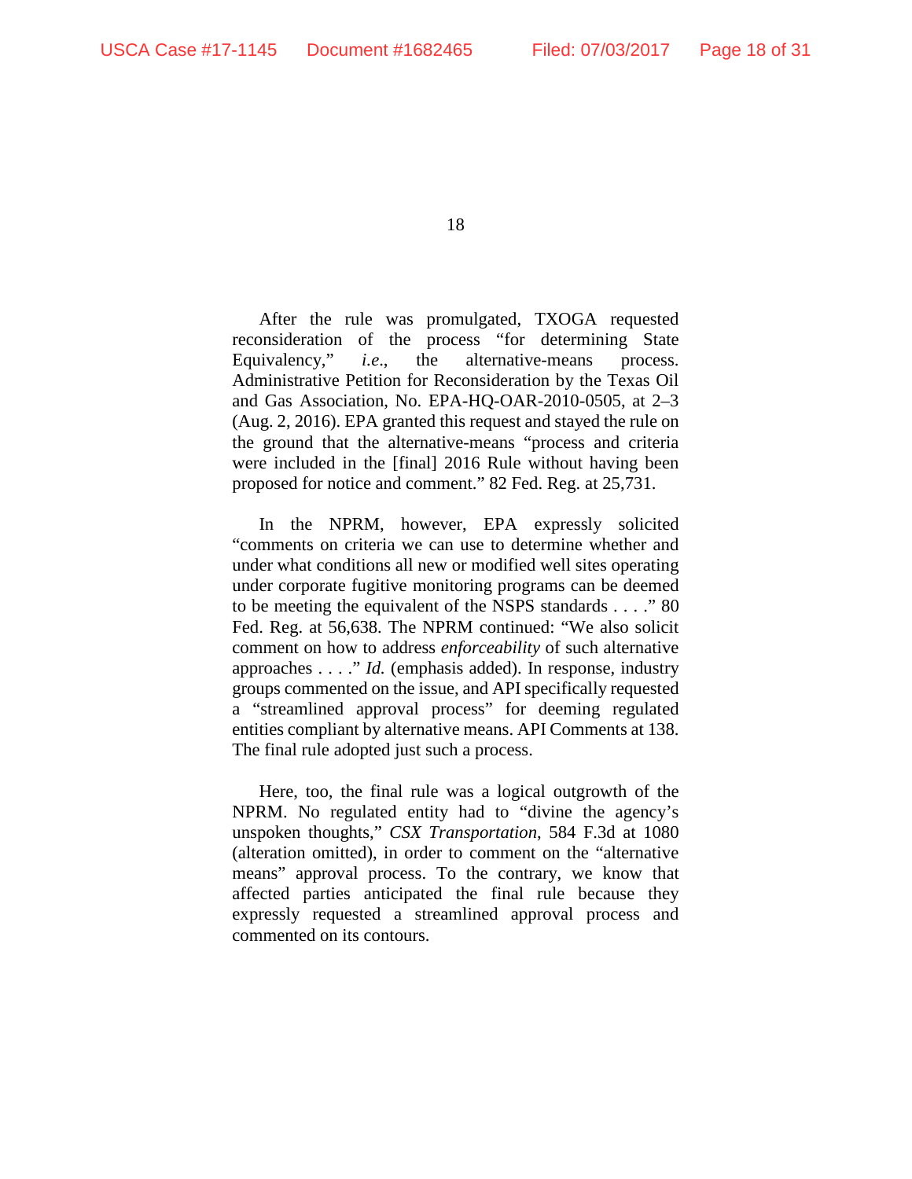After the rule was promulgated, TXOGA requested reconsideration of the process "for determining State Equivalency," *i.e.*, the alternative-means process. Administrative Petition for Reconsideration by the Texas Oil and Gas Association, No. EPA-HQ-OAR-2010-0505, at 2–3 (Aug. 2, 2016). EPA granted this request and stayed the rule on the ground that the alternative-means "process and criteria were included in the [final] 2016 Rule without having been proposed for notice and comment." 82 Fed. Reg. at 25,731.

In the NPRM, however, EPA expressly solicited "comments on criteria we can use to determine whether and under what conditions all new or modified well sites operating under corporate fugitive monitoring programs can be deemed to be meeting the equivalent of the NSPS standards . . . ." 80 Fed. Reg. at 56,638. The NPRM continued: "We also solicit comment on how to address *enforceability* of such alternative approaches . . . ." *Id.* (emphasis added). In response, industry groups commented on the issue, and API specifically requested a "streamlined approval process" for deeming regulated entities compliant by alternative means. API Comments at 138. The final rule adopted just such a process.

Here, too, the final rule was a logical outgrowth of the NPRM. No regulated entity had to "divine the agency's unspoken thoughts," *CSX Transportation*, 584 F.3d at 1080 (alteration omitted), in order to comment on the "alternative means" approval process. To the contrary, we know that affected parties anticipated the final rule because they expressly requested a streamlined approval process and commented on its contours.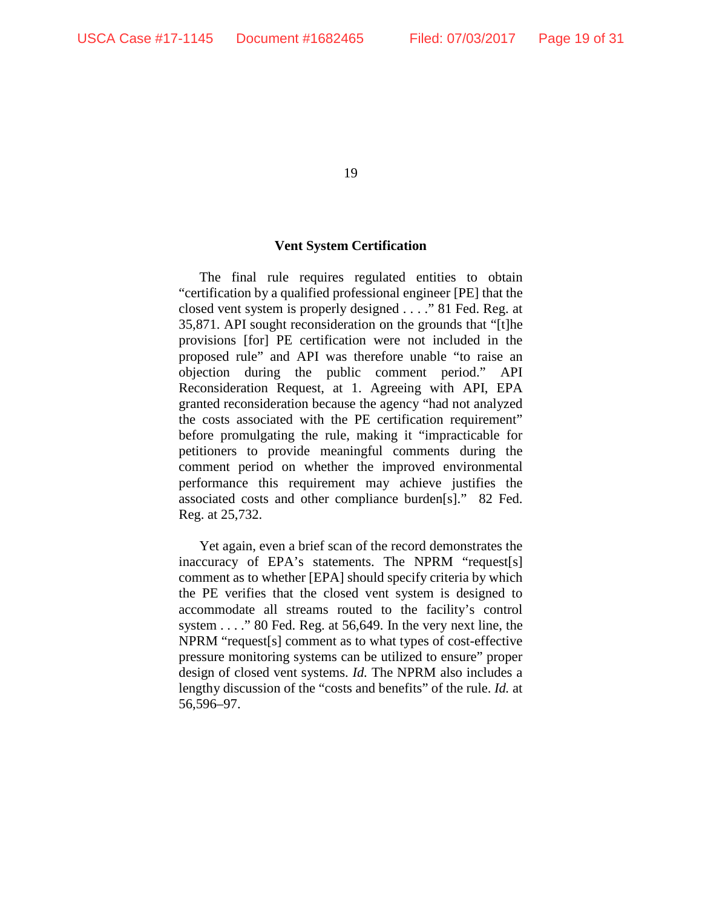### Vent System Certification

The final rule requires regulated entities to obtain "certification by a qualified professional engineer [PE] that the closed vent system is properly designed . . . ." 81 Fed. Reg. at 35,871. API sought reconsideration on the grounds that "[t]he provisions [for] PE certification were not included in the proposed rule" and API was therefore unable "to raise an objection during the public comment period." API Reconsideration Request, at 1. Agreeing with API, EPA granted reconsideration because the agency "had not analyzed the costs associated with the PE certification requirement" before promulgating the rule, making it "impracticable for petitioners to provide meaningful comments during the comment period on whether the improved environmental performance this requirement may achieve justifies the associated costs and other compliance burden[s]." 82 Fed. Reg. at 25,732.

Yet again, even a brief scan of the record demonstrates the inaccuracy of EPA's statements. The NPRM "request[s] comment as to whether [EPA] should specify criteria by which the PE verifies that the closed vent system is designed to accommodate all streams routed to the facility's control system . . . ." 80 Fed. Reg. at 56,649. In the very next line, the NPRM "request[s] comment as to what types of cost-effective pressure monitoring systems can be utilized to ensure" proper design of closed vent systems. *Id.* The NPRM also includes a lengthy discussion of the "costs and benefits" of the rule. *Id.* at 56,596–97.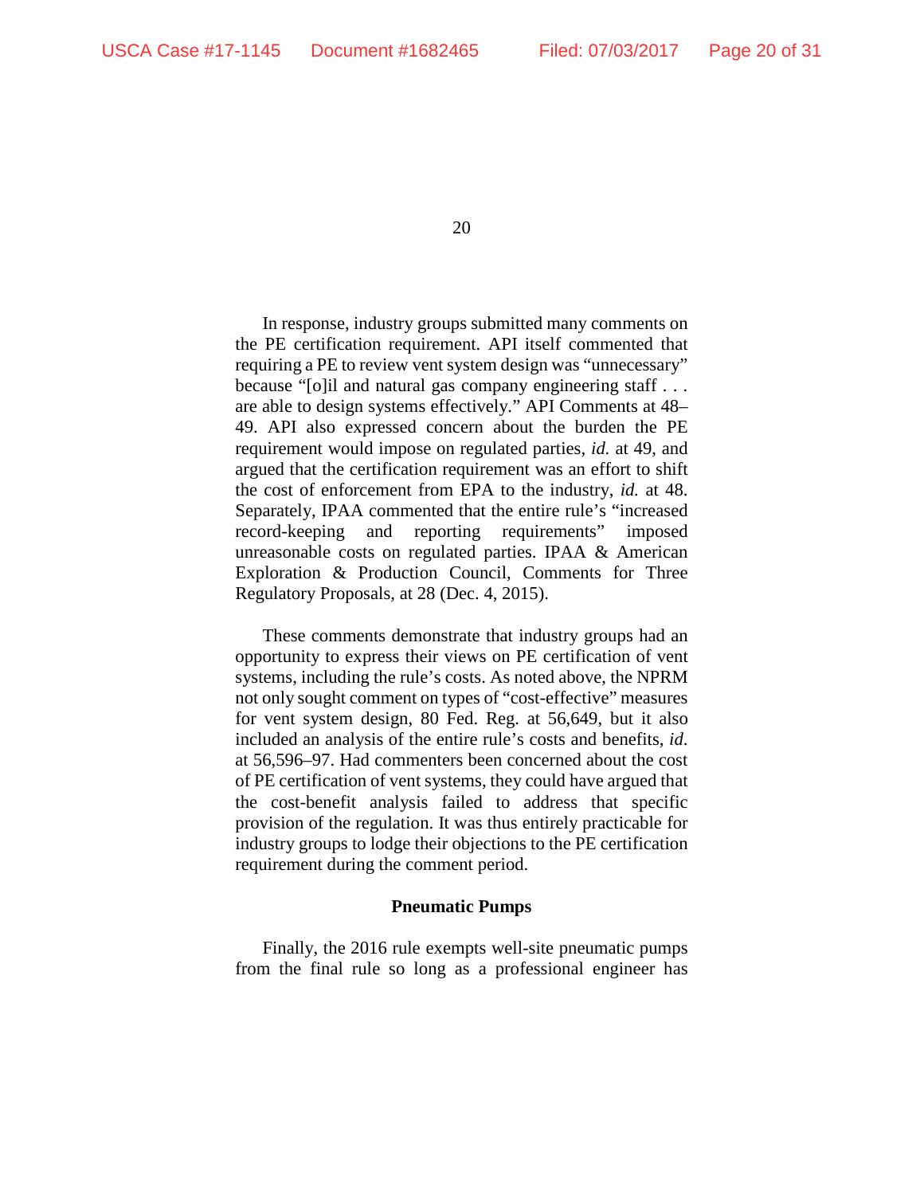In response, industry groups submitted many comments on the PE certification requirement. API itself commented that requiring a PE to review vent system design was "unnecessary" because "[o]il and natural gas company engineering staff . . . are able to design systems effectively." API Comments at 48–49. API also expressed concern about the burden the PE requirement would impose on regulated parties, *id.* at 49, and argued that the certification requirement was an effort to shift the cost of enforcement from EPA to the industry, *id.* at 48. Separately, IPAA commented that the entire rule's "increased record-keeping and reporting requirements" imposed unreasonable costs on regulated parties. IPAA & American Exploration & Production Council, Comments for Three Regulatory Proposals, at 28 (Dec. 4, 2015).

These comments demonstrate that industry groups had an opportunity to express their views on PE certification of vent systems, including the rule's costs. As noted above, the NPRM not only sought comment on types of "cost-effective" measures for vent system design, 80 Fed. Reg. at 56,649, but it also included an analysis of the entire rule's costs and benefits, *id.* at 56,596–97. Had commenters been concerned about the cost of PE certification of vent systems, they could have argued that the cost-benefit analysis failed to address that specific provision of the regulation. It was thus entirely practicable for industry groups to lodge their objections to the PE certification requirement during the comment period.

**Pneumatic Pumps**

Finally, the 2016 rule exempts well-site pneumatic pumps from the final rule so long as a professional engineer has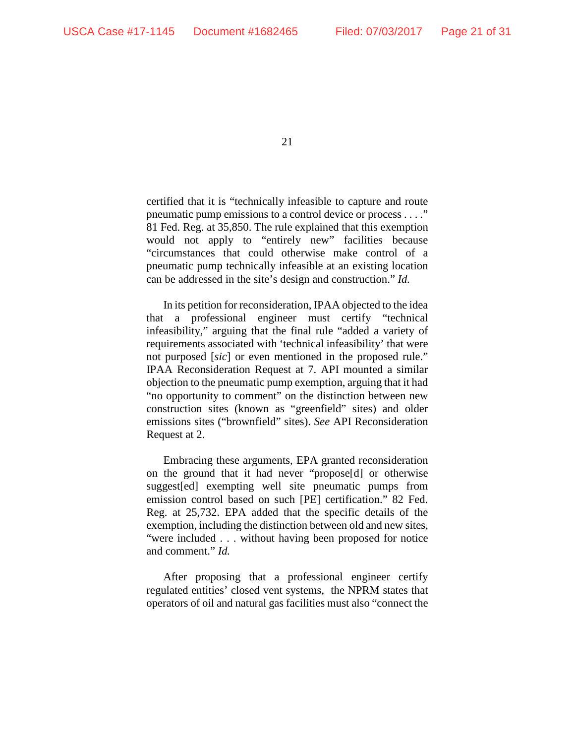certified that it is "technically infeasible to capture and route pneumatic pump emissions to a control device or process . . . ." 81 Fed. Reg. at 35,850. The rule explained that this exemption would not apply to "entirely new" facilities because "circumstances that could otherwise make control of a pneumatic pump technically infeasible at an existing location can be addressed in the site's design and construction." *Id.*

In its petition for reconsideration, IPAA objected to the idea that a professional engineer must certify "technical infeasibility," arguing that the final rule "added a variety of requirements associated with 'technical infeasibility' that were not purposed [*sic*] or even mentioned in the proposed rule." IPAA Reconsideration Request at 7. API mounted a similar objection to the pneumatic pump exemption, arguing that it had "no opportunity to comment" on the distinction between new construction sites (known as "greenfield" sites) and older emissions sites ("brownfield" sites). *See* API Reconsideration Request at 2.

Embracing these arguments, EPA granted reconsideration on the ground that it had never "propose[d] or otherwise suggest[ed] exempting well site pneumatic pumps from emission control based on such [PE] certification." 82 Fed. Reg. at 25,732. EPA added that the specific details of the exemption, including the distinction between old and new sites, "were included . . . without having been proposed for notice and comment." *Id.*

After proposing that a professional engineer certify regulated entities' closed vent systems, the NPRM states that operators of oil and natural gas facilities must also "connect the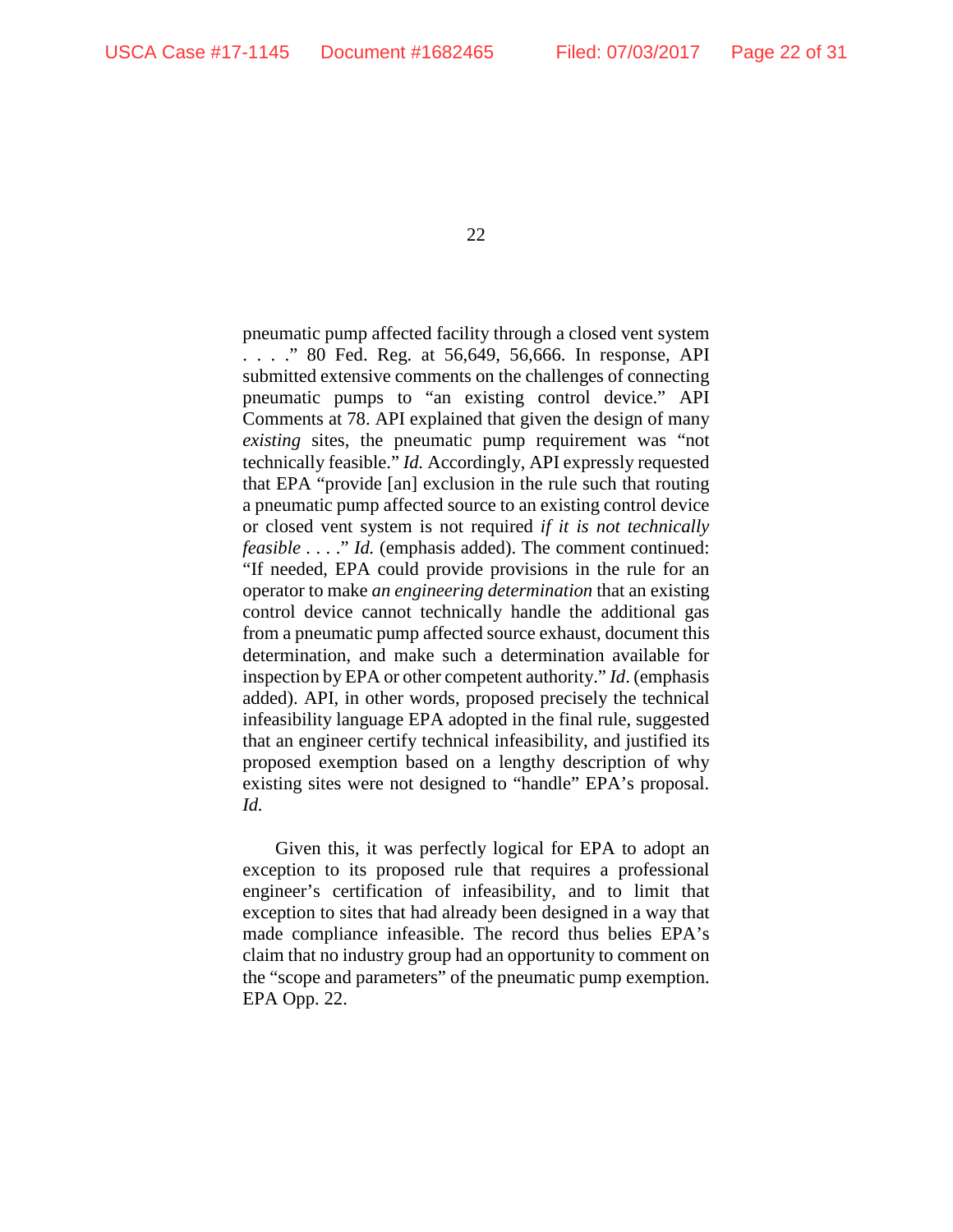pneumatic pump affected facility through a closed vent system . . . ." 80 Fed. Reg. at 56,649, 56,666. In response, API submitted extensive comments on the challenges of connecting pneumatic pumps to "an existing control device." API Comments at 78. API explained that given the design of many *existing* sites, the pneumatic pump requirement was "not technically feasible." *Id.* Accordingly, API expressly requested that EPA "provide [an] exclusion in the rule such that routing a pneumatic pump affected source to an existing control device or closed vent system is not required *if it is not technically feasible* . . . ." *Id.* (emphasis added). The comment continued: "If needed, EPA could provide provisions in the rule for an operator to make *an engineering determination* that an existing control device cannot technically handle the additional gas from a pneumatic pump affected source exhaust, document this determination, and make such a determination available for inspection by EPA or other competent authority." *Id*. (emphasis added). API, in other words, proposed precisely the technical infeasibility language EPA adopted in the final rule, suggested that an engineer certify technical infeasibility, and justified its proposed exemption based on a lengthy description of why existing sites were not designed to "handle" EPA's proposal. *Id.*

Given this, it was perfectly logical for EPA to adopt an exception to its proposed rule that requires a professional engineer's certification of infeasibility, and to limit that exception to sites that had already been designed in a way that made compliance infeasible. The record thus belies EPA's claim that no industry group had an opportunity to comment on the "scope and parameters" of the pneumatic pump exemption. EPA Opp. 22.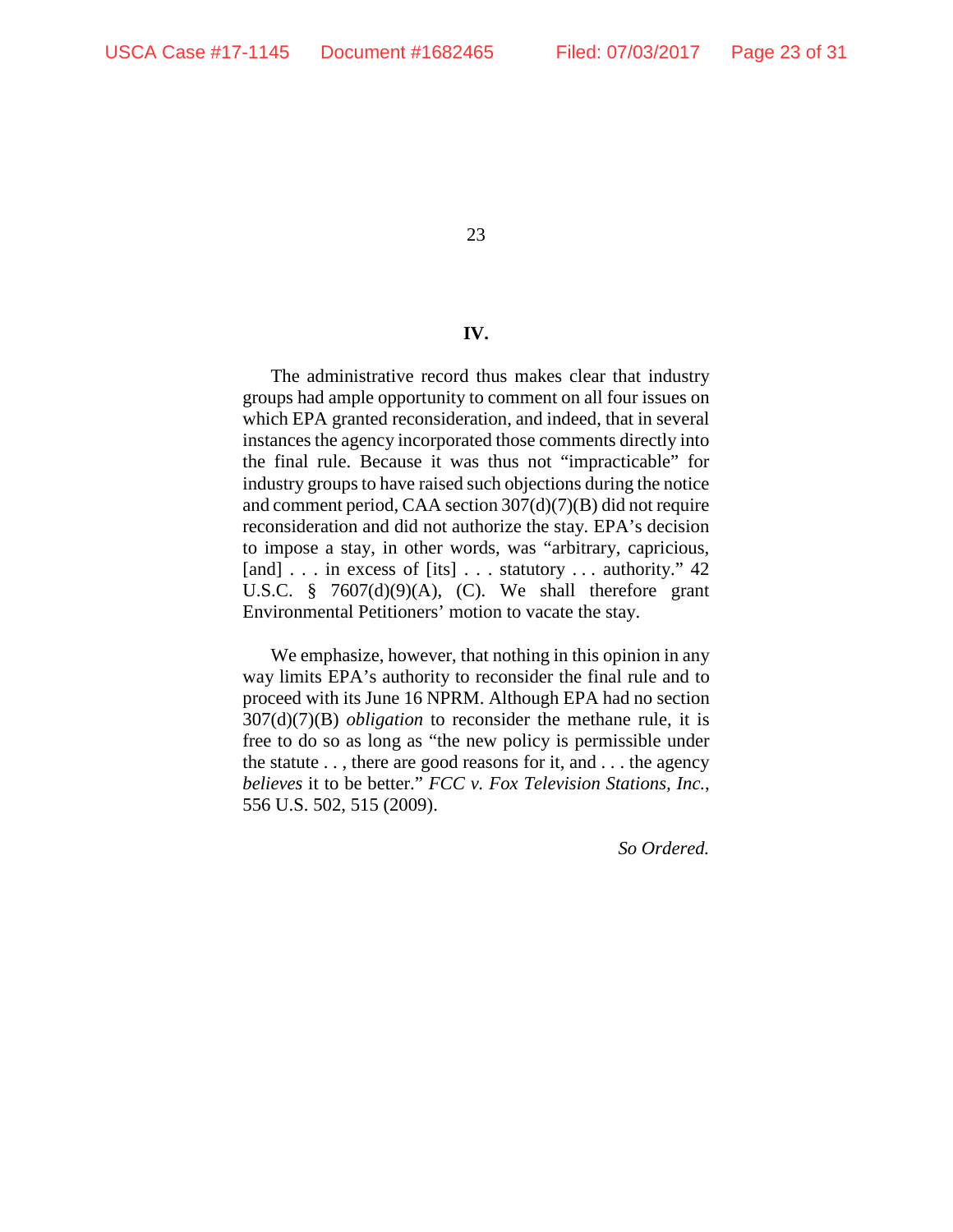## IV.

The administrative record thus makes clear that industry groups had ample opportunity to comment on all four issues on which EPA granted reconsideration, and indeed, that in several instances the agency incorporated those comments directly into the final rule. Because it was thus not "impracticable" for industry groups to have raised such objections during the notice and comment period, CAA section 307(d)(7)(B) did not require reconsideration and did not authorize the stay. EPA's decision to impose a stay, in other words, was "arbitrary, capricious, [and] . . . in excess of [its] . . . statutory . . . authority." 42 U.S.C. § 7607(d)(9)(A), (C). We shall therefore grant Environmental Petitioners' motion to vacate the stay.

We emphasize, however, that nothing in this opinion in any way limits EPA's authority to reconsider the final rule and to proceed with its June 16 NPRM. Although EPA had no section 307(d)(7)(B) *obligation* to reconsider the methane rule, it is free to do so as long as "the new policy is permissible under the statute . . , there are good reasons for it, and . . . the agency *believes* it to be better." *FCC v. Fox Television Stations, Inc.*, 556 U.S. 502, 515 (2009).

*So Ordered.*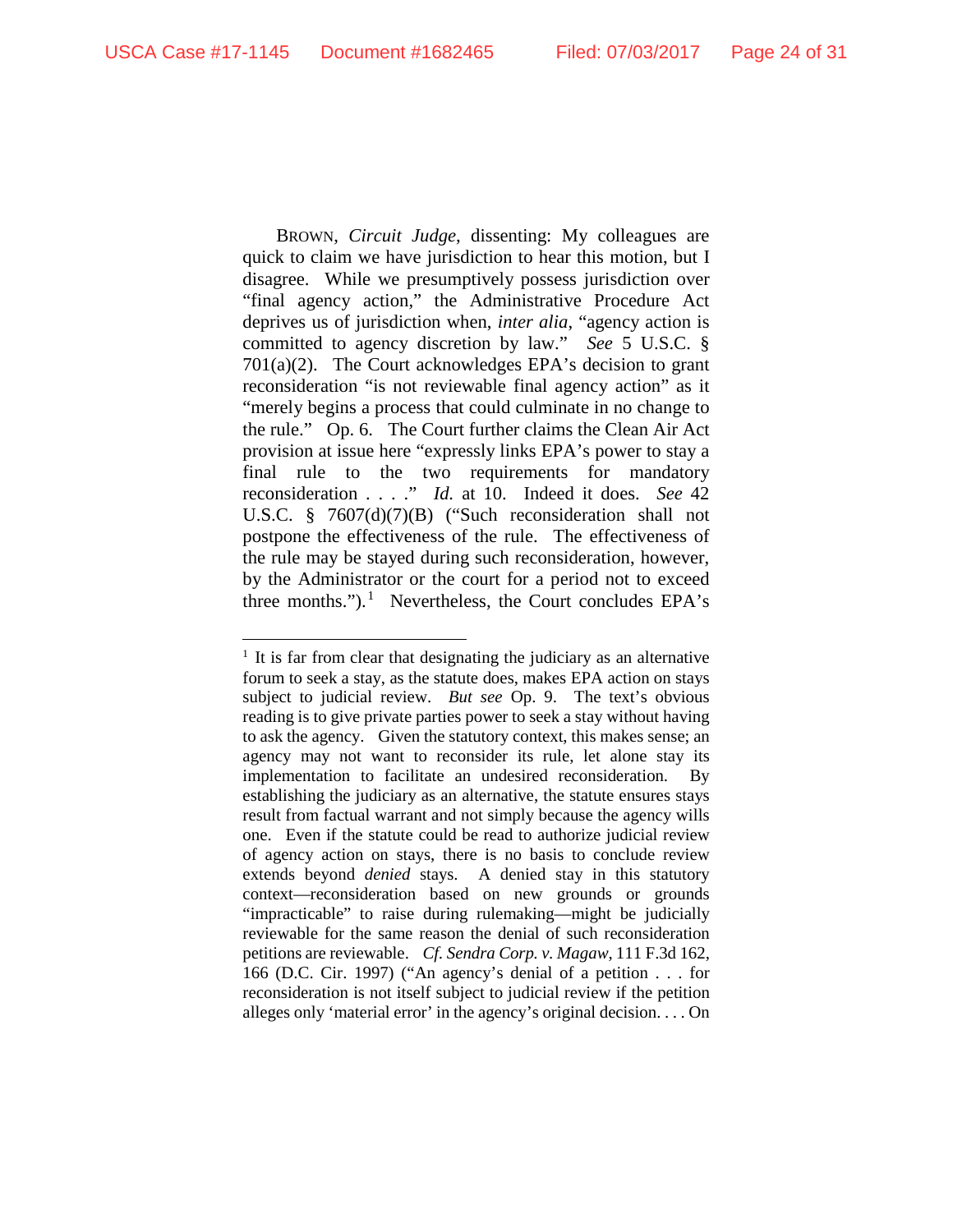BROWN, *Circuit Judge*, dissenting: My colleagues are quick to claim we have jurisdiction to hear this motion, but I disagree. While we presumptively possess jurisdiction over "final agency action," the Administrative Procedure Act deprives us of jurisdiction when, *inter alia*, "agency action is committed to agency discretion by law." *See* 5 U.S.C. § 701(a)(2). The Court acknowledges EPA's decision to grant reconsideration "is not reviewable final agency action" as it "merely begins a process that could culminate in no change to the rule." Op. 6. The Court further claims the Clean Air Act provision at issue here "expressly links EPA's power to stay a final rule to the two requirements for mandatory reconsideration . . . ." *Id.* at 10. Indeed it does. *See* 42 U.S.C. § 7607(d)(7)(B) ("Such reconsideration shall not postpone the effectiveness of the rule. The effectiveness of the rule may be stayed during such reconsideration, however, by the Administrator or the court for a period not to exceed three months.").[1] Nevertheless, the Court concludes EPA's

---

[1] It is far from clear that designating the judiciary as an alternative forum to seek a stay, as the statute does, makes EPA action on stays subject to judicial review. *But see* Op. 9. The text's obvious reading is to give private parties power to seek a stay without having to ask the agency. Given the statutory context, this makes sense; an agency may not want to reconsider its rule, let alone stay its implementation to facilitate an undesired reconsideration. By establishing the judiciary as an alternative, the statute ensures stays result from factual warrant and not simply because the agency wills one. Even if the statute could be read to authorize judicial review of agency action on stays, there is no basis to conclude review extends beyond *denied* stays. A denied stay in this statutory context—reconsideration based on new grounds or grounds "impracticable" to raise during rulemaking—might be judicially reviewable for the same reason the denial of such reconsideration petitions are reviewable. *Cf. Sendra Corp. v. Magaw*, 111 F.3d 162, 166 (D.C. Cir. 1997) ("An agency's denial of a petition . . . for reconsideration is not itself subject to judicial review if the petition alleges only 'material error' in the agency's original decision. . . . On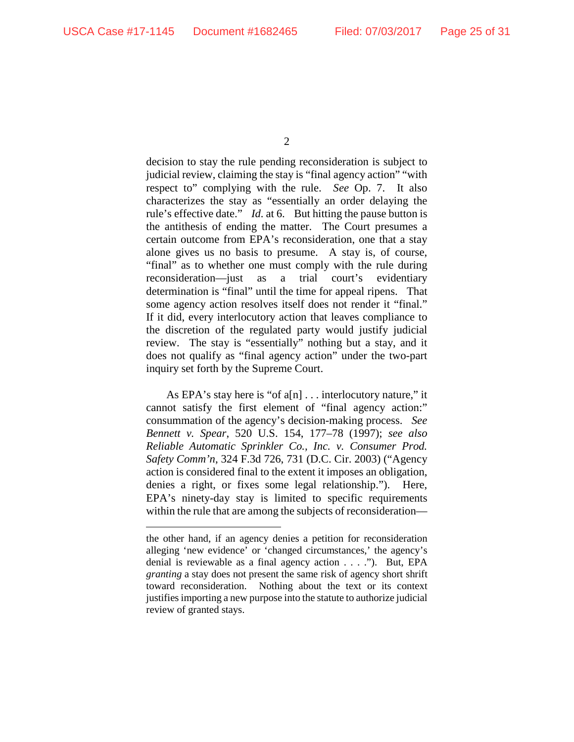decision to stay the rule pending reconsideration is subject to judicial review, claiming the stay is "final agency action" "with respect to" complying with the rule. *See* Op. 7. It also characterizes the stay as "essentially an order delaying the rule's effective date." *Id.* at 6. But hitting the pause button is the antithesis of ending the matter. The Court presumes a certain outcome from EPA's reconsideration, one that a stay alone gives us no basis to presume. A stay is, of course, "final" as to whether one must comply with the rule during reconsideration—just as a trial court's evidentiary determination is "final" until the time for appeal ripens. That some agency action resolves itself does not render it "final." If it did, every interlocutory action that leaves compliance to the discretion of the regulated party would justify judicial review. The stay is "essentially" nothing but a stay, and it does not qualify as "final agency action" under the two-part inquiry set forth by the Supreme Court.

As EPA's stay here is "of a[n] . . . interlocutory nature," it cannot satisfy the first element of "final agency action:" consummation of the agency's decision-making process. *See Bennett v. Spear*, 520 U.S. 154, 177–78 (1997); *see also Reliable Automatic Sprinkler Co., Inc. v. Consumer Prod. Safety Comm'n*, 324 F.3d 726, 731 (D.C. Cir. 2003) ("Agency action is considered final to the extent it imposes an obligation, denies a right, or fixes some legal relationship."). Here, EPA's ninety-day stay is limited to specific requirements within the rule that are among the subjects of reconsideration—

---

the other hand, if an agency denies a petition for reconsideration alleging 'new evidence' or 'changed circumstances,' the agency's denial is reviewable as a final agency action . . . ."). But, EPA *granting* a stay does not present the same risk of agency short shrift toward reconsideration. Nothing about the text or its context justifies importing a new purpose into the statute to authorize judicial review of granted stays.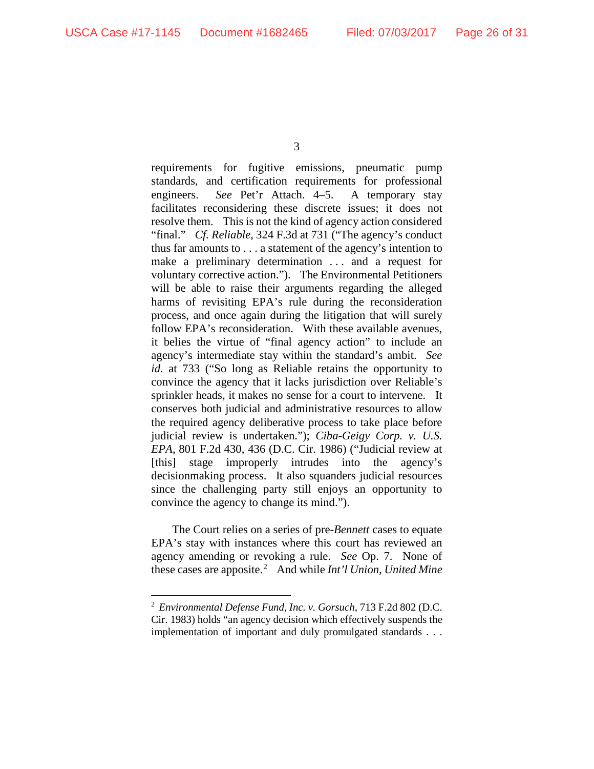requirements for fugitive emissions, pneumatic pump standards, and certification requirements for professional engineers. *See* Pet'r Attach. 4–5. A temporary stay facilitates reconsidering these discrete issues; it does not resolve them. This is not the kind of agency action considered "final." *Cf. Reliable*, 324 F.3d at 731 ("The agency's conduct thus far amounts to . . . a statement of the agency's intention to make a preliminary determination . . . and a request for voluntary corrective action."). The Environmental Petitioners will be able to raise their arguments regarding the alleged harms of revisiting EPA's rule during the reconsideration process, and once again during the litigation that will surely follow EPA's reconsideration. With these available avenues, it belies the virtue of "final agency action" to include an agency's intermediate stay within the standard's ambit. *See id.* at 733 ("So long as Reliable retains the opportunity to convince the agency that it lacks jurisdiction over Reliable's sprinkler heads, it makes no sense for a court to intervene. It conserves both judicial and administrative resources to allow the required agency deliberative process to take place before judicial review is undertaken."); *Ciba-Geigy Corp. v. U.S. EPA*, 801 F.2d 430, 436 (D.C. Cir. 1986) ("Judicial review at [this] stage improperly intrudes into the agency's decisionmaking process. It also squanders judicial resources since the challenging party still enjoys an opportunity to convince the agency to change its mind.").

The Court relies on a series of pre-*Bennett* cases to equate EPA's stay with instances where this court has reviewed an agency amending or revoking a rule. *See* Op. 7. None of these cases are apposite.[2] And while *Int'l Union, United Mine*

---

[2] *Environmental Defense Fund, Inc. v. Gorsuch*, 713 F.2d 802 (D.C. Cir. 1983) holds "an agency decision which effectively suspends the implementation of important and duly promulgated standards . . .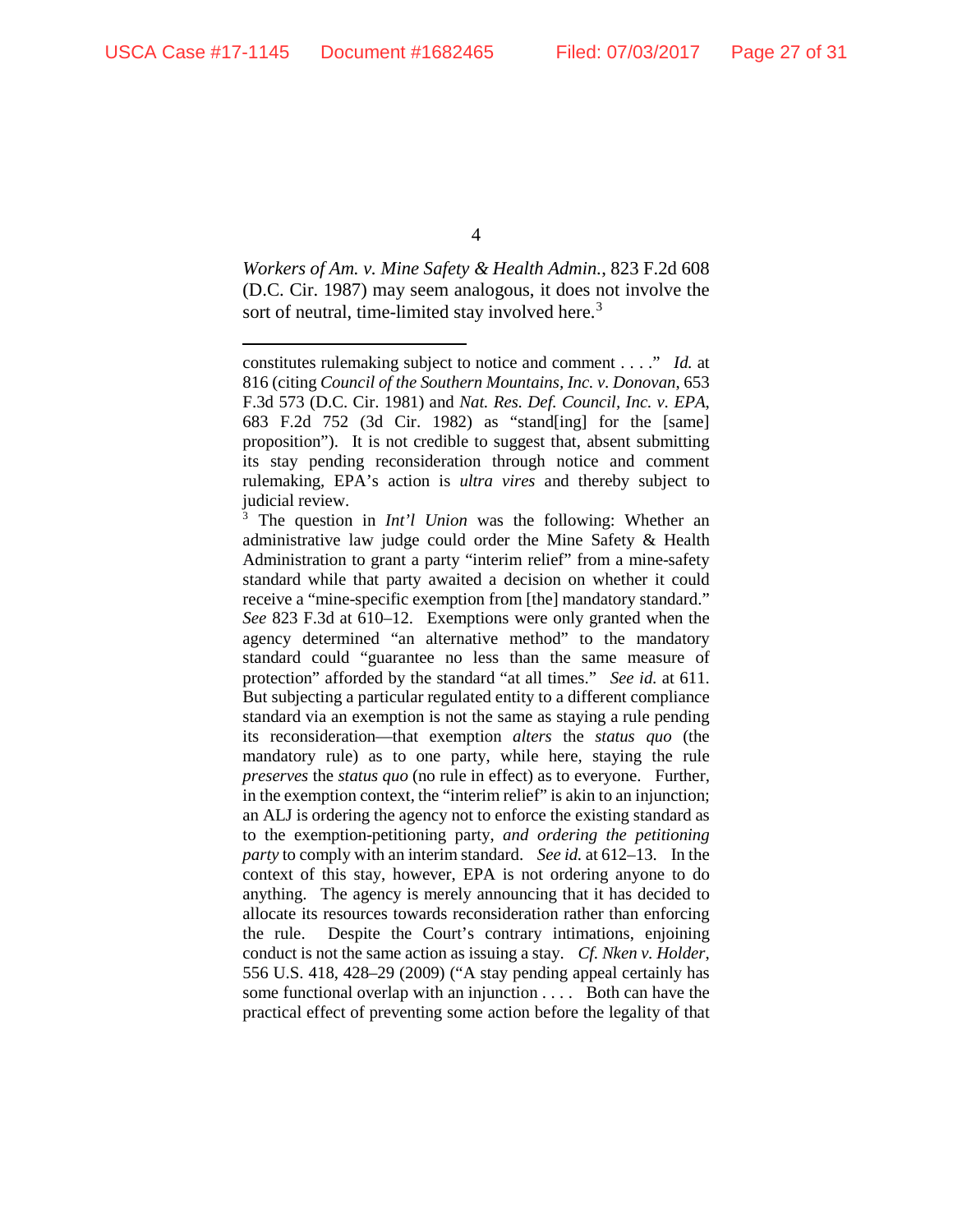*Workers of Am. v. Mine Safety & Health Admin.*, 823 F.2d 608 (D.C. Cir. 1987) may seem analogous, it does not involve the sort of neutral, time-limited stay involved here.[3]

---

constitutes rulemaking subject to notice and comment . . . ." *Id.* at 816 (citing *Council of the Southern Mountains, Inc. v. Donovan*, 653 F.3d 573 (D.C. Cir. 1981) and *Nat. Res. Def. Council, Inc. v. EPA*, 683 F.2d 752 (3d Cir. 1982) as "stand[ing] for the [same] proposition"). It is not credible to suggest that, absent submitting its stay pending reconsideration through notice and comment rulemaking, EPA's action is *ultra vires* and thereby subject to judicial review.

[3] The question in *Int'l Union* was the following: Whether an administrative law judge could order the Mine Safety & Health Administration to grant a party "interim relief" from a mine-safety standard while that party awaited a decision on whether it could receive a "mine-specific exemption from [the] mandatory standard." *See* 823 F.3d at 610–12. Exemptions were only granted when the agency determined "an alternative method" to the mandatory standard could "guarantee no less than the same measure of protection" afforded by the standard "at all times." *See id.* at 611. But subjecting a particular regulated entity to a different compliance standard via an exemption is not the same as staying a rule pending its reconsideration—that exemption *alters* the *status quo* (the mandatory rule) as to one party, while here, staying the rule *preserves* the *status quo* (no rule in effect) as to everyone. Further, in the exemption context, the "interim relief" is akin to an injunction; an ALJ is ordering the agency not to enforce the existing standard as to the exemption-petitioning party, *and ordering the petitioning party* to comply with an interim standard. *See id.* at 612–13. In the context of this stay, however, EPA is not ordering anyone to do anything. The agency is merely announcing that it has decided to allocate its resources towards reconsideration rather than enforcing the rule. Despite the Court's contrary intimations, enjoining conduct is not the same action as issuing a stay. *Cf. Nken v. Holder*, 556 U.S. 418, 428–29 (2009) ("A stay pending appeal certainly has some functional overlap with an injunction . . . . Both can have the practical effect of preventing some action before the legality of that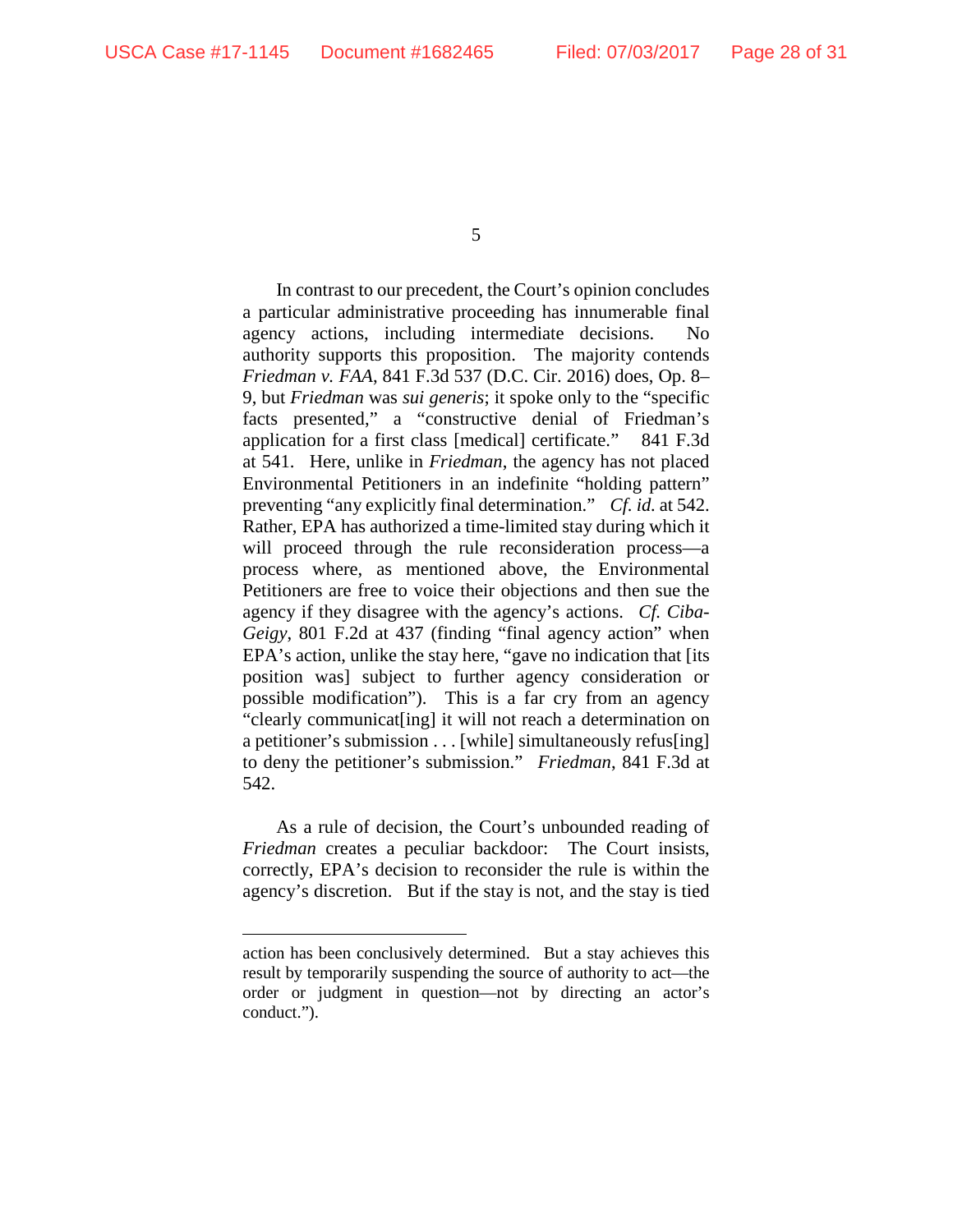In contrast to our precedent, the Court's opinion concludes a particular administrative proceeding has innumerable final agency actions, including intermediate decisions. No authority supports this proposition. The majority contends *Friedman v. FAA*, 841 F.3d 537 (D.C. Cir. 2016) does, Op. 8–9, but *Friedman* was *sui generis*; it spoke only to the "specific facts presented," a "constructive denial of Friedman's application for a first class [medical] certificate." 841 F.3d at 541. Here, unlike in *Friedman*, the agency has not placed Environmental Petitioners in an indefinite "holding pattern" preventing "any explicitly final determination." *Cf. id.* at 542. Rather, EPA has authorized a time-limited stay during which it will proceed through the rule reconsideration process—a process where, as mentioned above, the Environmental Petitioners are free to voice their objections and then sue the agency if they disagree with the agency's actions. *Cf. Ciba-Geigy*, 801 F.2d at 437 (finding "final agency action" when EPA's action, unlike the stay here, "gave no indication that [its position was] subject to further agency consideration or possible modification"). This is a far cry from an agency "clearly communicat[ing] it will not reach a determination on a petitioner's submission . . . [while] simultaneously refus[ing] to deny the petitioner's submission." *Friedman*, 841 F.3d at 542.

As a rule of decision, the Court's unbounded reading of *Friedman* creates a peculiar backdoor: The Court insists, correctly, EPA's decision to reconsider the rule is within the agency's discretion. But if the stay is not, and the stay is tied

---

action has been conclusively determined. But a stay achieves this result by temporarily suspending the source of authority to act—the order or judgment in question—not by directing an actor's conduct.").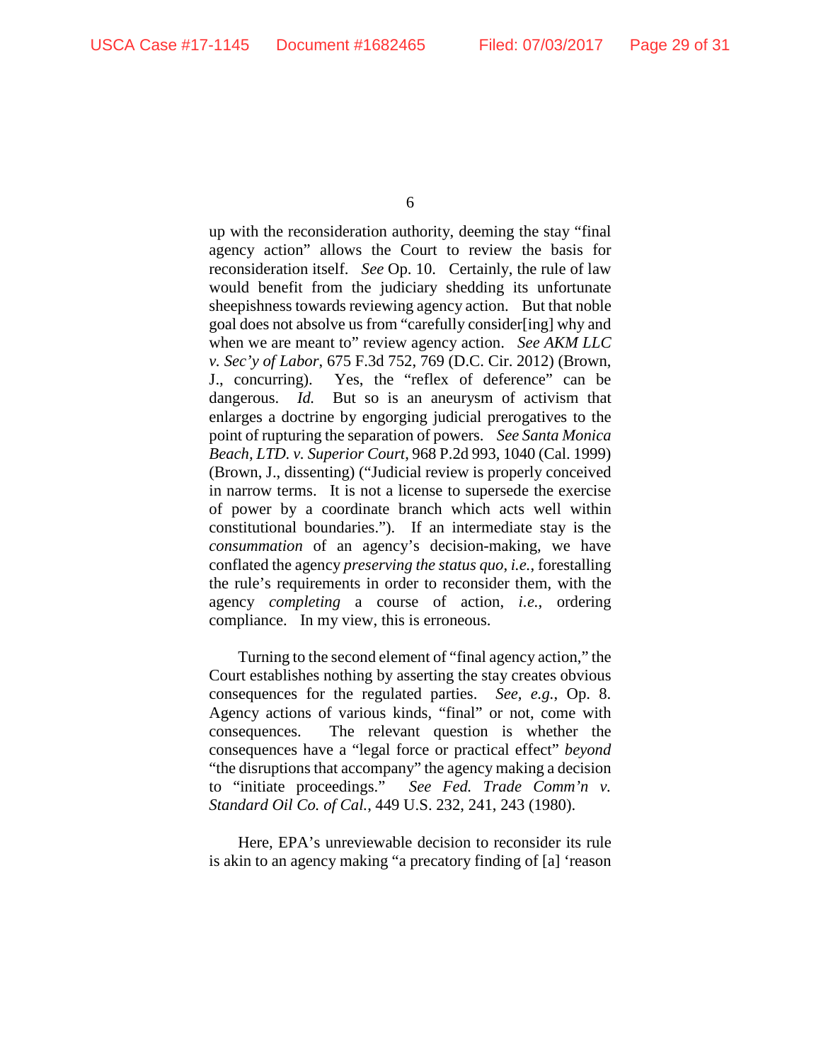up with the reconsideration authority, deeming the stay "final agency action" allows the Court to review the basis for reconsideration itself. *See* Op. 10. Certainly, the rule of law would benefit from the judiciary shedding its unfortunate sheepishness towards reviewing agency action. But that noble goal does not absolve us from "carefully consider[ing] why and when we are meant to" review agency action. *See AKM LLC v. Sec'y of Labor*, 675 F.3d 752, 769 (D.C. Cir. 2012) (Brown, J., concurring). Yes, the "reflex of deference" can be dangerous. *Id.* But so is an aneurysm of activism that enlarges a doctrine by engorging judicial prerogatives to the point of rupturing the separation of powers. *See Santa Monica Beach, LTD. v. Superior Court*, 968 P.2d 993, 1040 (Cal. 1999) (Brown, J., dissenting) ("Judicial review is properly conceived in narrow terms. It is not a license to supersede the exercise of power by a coordinate branch which acts well within constitutional boundaries."). If an intermediate stay is the *consummation* of an agency's decision-making, we have conflated the agency *preserving the status quo*, *i.e.*, forestalling the rule's requirements in order to reconsider them, with the agency *completing* a course of action, *i.e.*, ordering compliance. In my view, this is erroneous.

Turning to the second element of "final agency action," the Court establishes nothing by asserting the stay creates obvious consequences for the regulated parties. *See, e.g.*, Op. 8. Agency actions of various kinds, "final" or not, come with consequences. The relevant question is whether the consequences have a "legal force or practical effect" *beyond* "the disruptions that accompany" the agency making a decision to "initiate proceedings." *See Fed. Trade Comm'n v. Standard Oil Co. of Cal.*, 449 U.S. 232, 241, 243 (1980).

Here, EPA's unreviewable decision to reconsider its rule is akin to an agency making "a precatory finding of [a] 'reason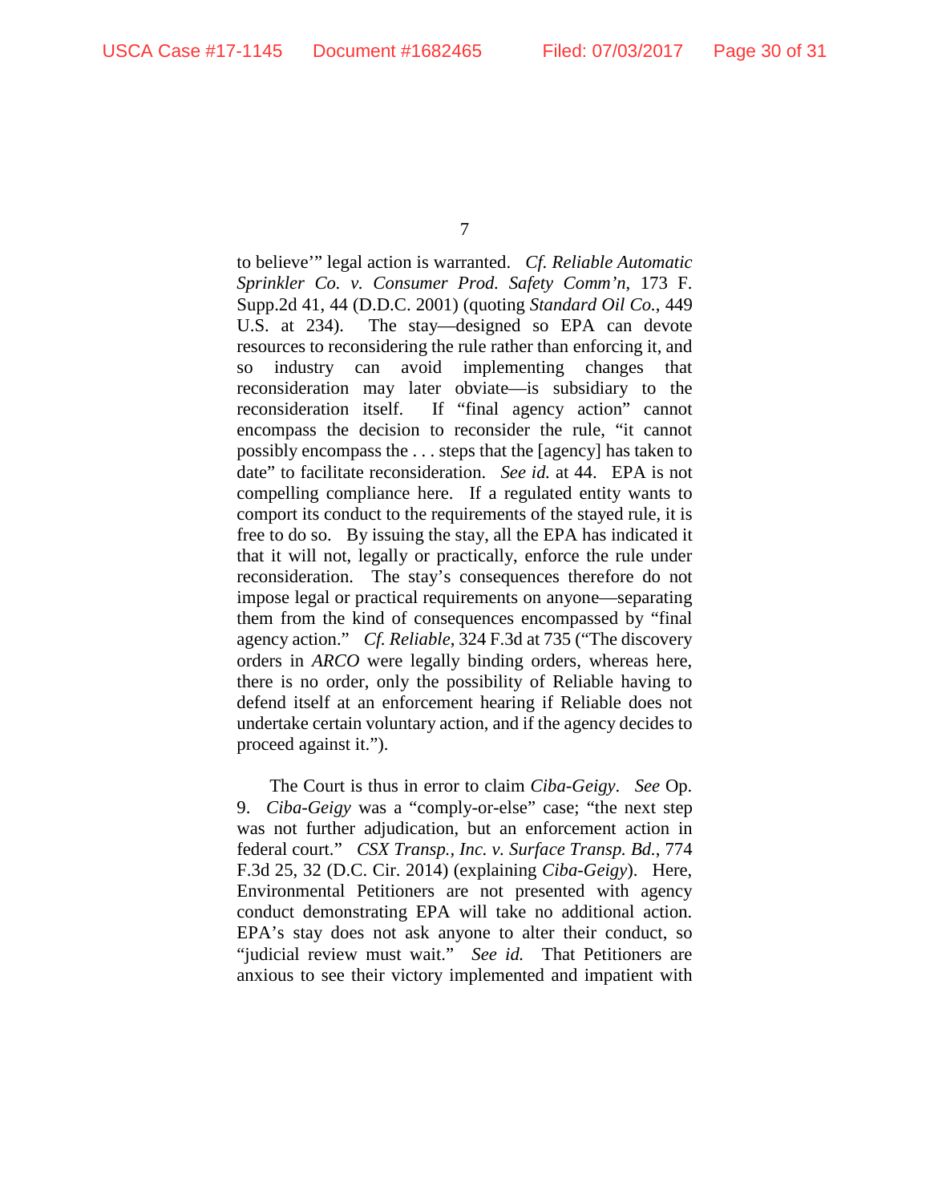to believe'" legal action is warranted. *Cf. Reliable Automatic Sprinkler Co. v. Consumer Prod. Safety Comm'n*, 173 F. Supp.2d 41, 44 (D.D.C. 2001) (quoting *Standard Oil Co.*, 449 U.S. at 234). The stay—designed so EPA can devote resources to reconsidering the rule rather than enforcing it, and so industry can avoid implementing changes that reconsideration may later obviate—is subsidiary to the reconsideration itself. If "final agency action" cannot encompass the decision to reconsider the rule, "it cannot possibly encompass the . . . steps that the [agency] has taken to date" to facilitate reconsideration. *See id.* at 44. EPA is not compelling compliance here. If a regulated entity wants to comport its conduct to the requirements of the stayed rule, it is free to do so. By issuing the stay, all the EPA has indicated it that it will not, legally or practically, enforce the rule under reconsideration. The stay's consequences therefore do not impose legal or practical requirements on anyone—separating them from the kind of consequences encompassed by "final agency action." *Cf. Reliable*, 324 F.3d at 735 ("The discovery orders in *ARCO* were legally binding orders, whereas here, there is no order, only the possibility of Reliable having to defend itself at an enforcement hearing if Reliable does not undertake certain voluntary action, and if the agency decides to proceed against it.").

The Court is thus in error to claim *Ciba-Geigy*. *See* Op. 9. *Ciba-Geigy* was a "comply-or-else" case; "the next step was not further adjudication, but an enforcement action in federal court." *CSX Transp., Inc. v. Surface Transp. Bd.*, 774 F.3d 25, 32 (D.C. Cir. 2014) (explaining *Ciba-Geigy*). Here, Environmental Petitioners are not presented with agency conduct demonstrating EPA will take no additional action. EPA's stay does not ask anyone to alter their conduct, so "judicial review must wait." *See id.* That Petitioners are anxious to see their victory implemented and impatient with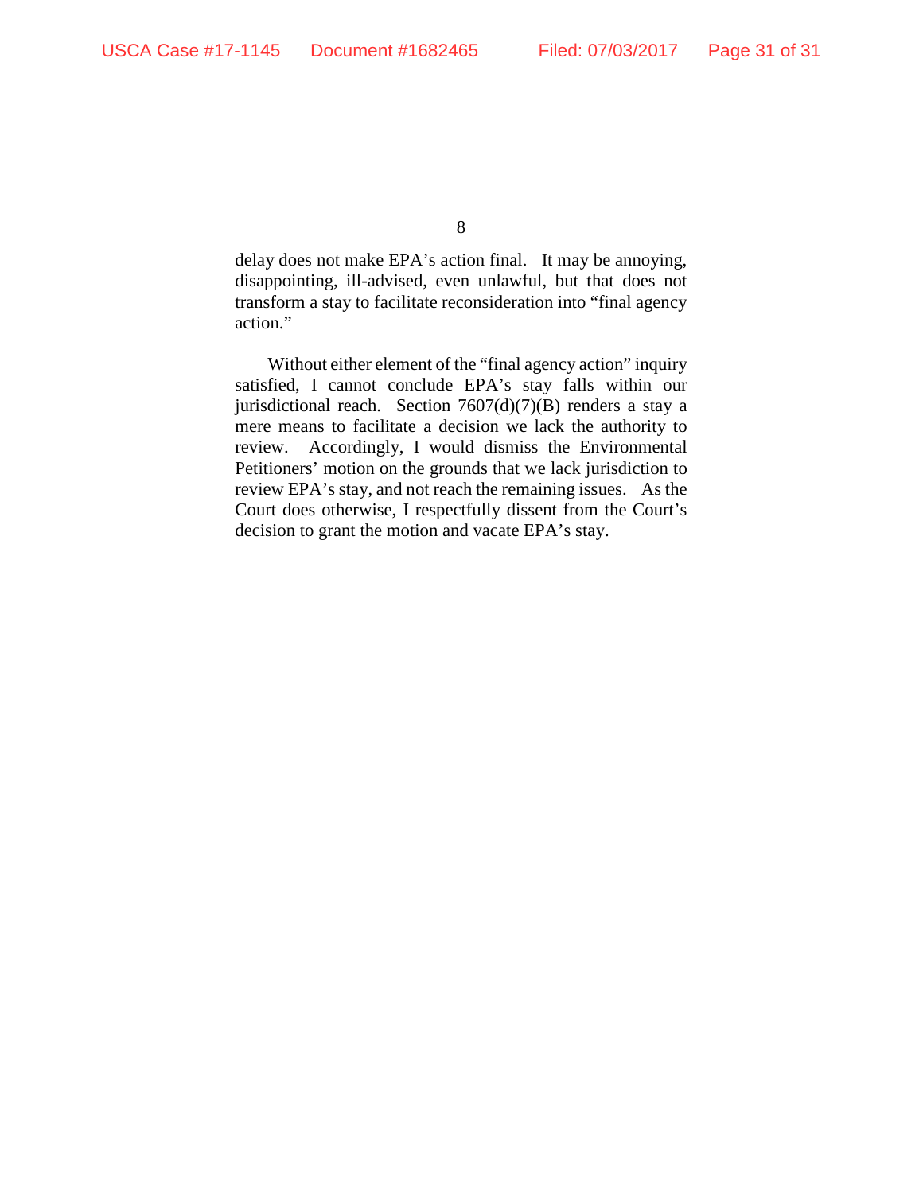delay does not make EPA's action final. It may be annoying, disappointing, ill-advised, even unlawful, but that does not transform a stay to facilitate reconsideration into "final agency action."

Without either element of the "final agency action" inquiry satisfied, I cannot conclude EPA's stay falls within our jurisdictional reach. Section 7607(d)(7)(B) renders a stay a mere means to facilitate a decision we lack the authority to review. Accordingly, I would dismiss the Environmental Petitioners' motion on the grounds that we lack jurisdiction to review EPA's stay, and not reach the remaining issues. As the Court does otherwise, I respectfully dissent from the Court's decision to grant the motion and vacate EPA's stay.